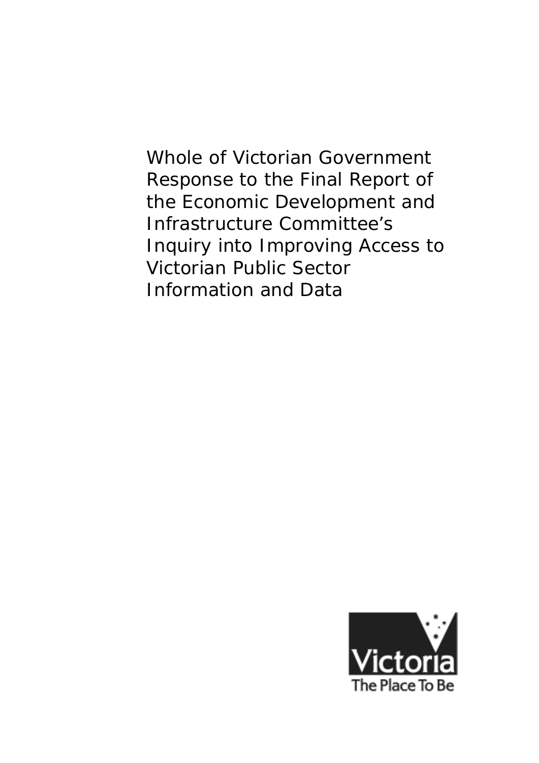# Whole of Victorian Government Response to the Final Report of the Economic Development and Infrastructure Committee's Inquiry into Improving Access to Victorian Public Sector Information and Data

Victoria
The Place To Be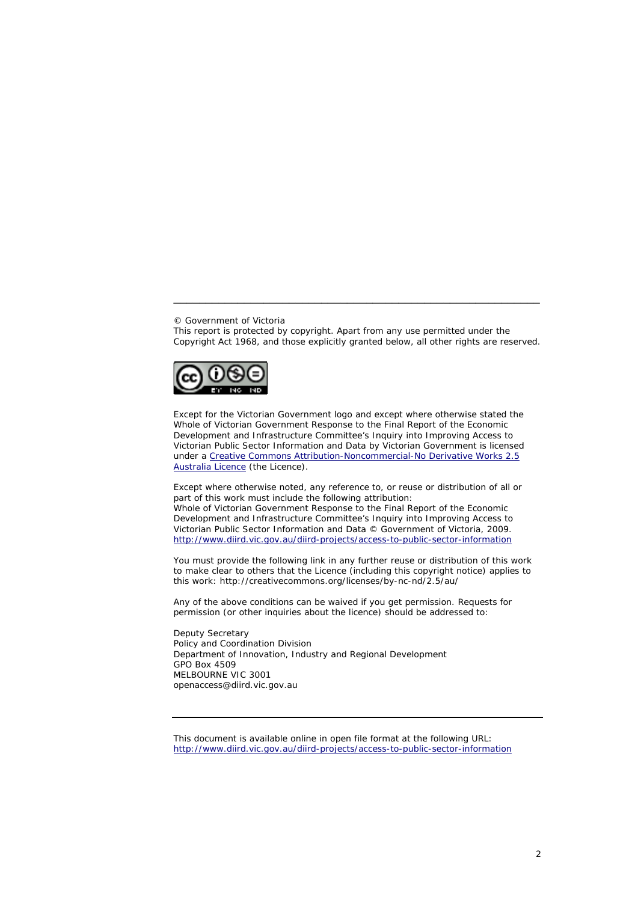© Government of Victoria
This report is protected by copyright. Apart from any use permitted under the Copyright Act 1968, and those explicitly granted below, all other rights are reserved.

Except for the Victorian Government logo and except where otherwise stated the Whole of Victorian Government Response to the Final Report of the Economic Development and Infrastructure Committee's Inquiry into Improving Access to Victorian Public Sector Information and Data by Victorian Government is licensed under a [Creative Commons Attribution-Noncommercial-No Derivative Works 2.5 Australia Licence](http://creativecommons.org/licenses/by-nc-nd/2.5/au/) (the Licence).

Except where otherwise noted, any reference to, or reuse or distribution of all or part of this work must include the following attribution:
Whole of Victorian Government Response to the Final Report of the Economic Development and Infrastructure Committee's Inquiry into Improving Access to Victorian Public Sector Information and Data © Government of Victoria, 2009.
http://www.diird.vic.gov.au/diird-projects/access-to-public-sector-information

You must provide the following link in any further reuse or distribution of this work to make clear to others that the Licence (including this copyright notice) applies to this work: http://creativecommons.org/licenses/by-nc-nd/2.5/au/

Any of the above conditions can be waived if you get permission. Requests for permission (or other inquiries about the licence) should be addressed to:

Deputy Secretary
Policy and Coordination Division
Department of Innovation, Industry and Regional Development
GPO Box 4509
MELBOURNE VIC 3001
openaccess@diird.vic.gov.au

---

This document is available online in open file format at the following URL:
http://www.diird.vic.gov.au/diird-projects/access-to-public-sector-information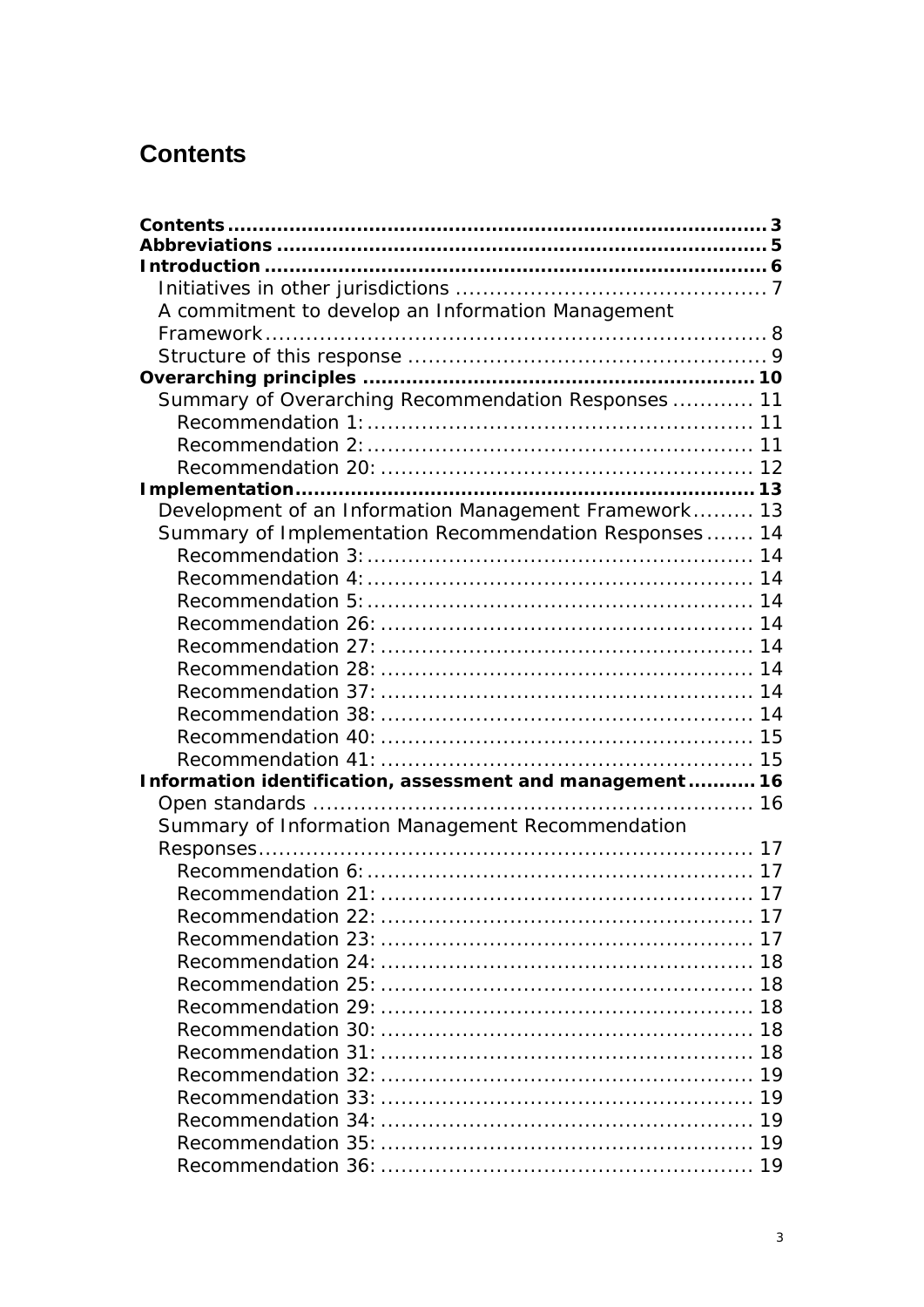# Contents

**Contents** ........................................................................................ **3**
**Abbreviations** ................................................................................ **5**
**Introduction** .................................................................................. **6**
- Initiatives in other jurisdictions ............................................. 7
- A commitment to develop an Information Management Framework ........................................................................... 8
- Structure of this response ..................................................... 9

**Overarching principles** .................................................................. **10**
- Summary of Overarching Recommendation Responses ............ 11
  - Recommendation 1: ......................................................... 11
  - Recommendation 2: ......................................................... 11
  - Recommendation 20: ....................................................... 12

**Implementation** ........................................................................... **13**
- Development of an Information Management Framework ......... 13
- Summary of Implementation Recommendation Responses ....... 14
  - Recommendation 3: ......................................................... 14
  - Recommendation 4: ......................................................... 14
  - Recommendation 5: ......................................................... 14
  - Recommendation 26: ....................................................... 14
  - Recommendation 27: ....................................................... 14
  - Recommendation 28: ....................................................... 14
  - Recommendation 37: ....................................................... 14
  - Recommendation 38: ....................................................... 14
  - Recommendation 40: ....................................................... 15
  - Recommendation 41: ....................................................... 15

**Information identification, assessment and management** ........... **16**
- Open standards ................................................................. 16
- Summary of Information Management Recommendation Responses ......................................................................... 17
  - Recommendation 6: ......................................................... 17
  - Recommendation 21: ....................................................... 17
  - Recommendation 22: ....................................................... 17
  - Recommendation 23: ....................................................... 17
  - Recommendation 24: ....................................................... 18
  - Recommendation 25: ....................................................... 18
  - Recommendation 29: ....................................................... 18
  - Recommendation 30: ....................................................... 18
  - Recommendation 31: ....................................................... 18
  - Recommendation 32: ....................................................... 19
  - Recommendation 33: ....................................................... 19
  - Recommendation 34: ....................................................... 19
  - Recommendation 35: ....................................................... 19
  - Recommendation 36: ....................................................... 19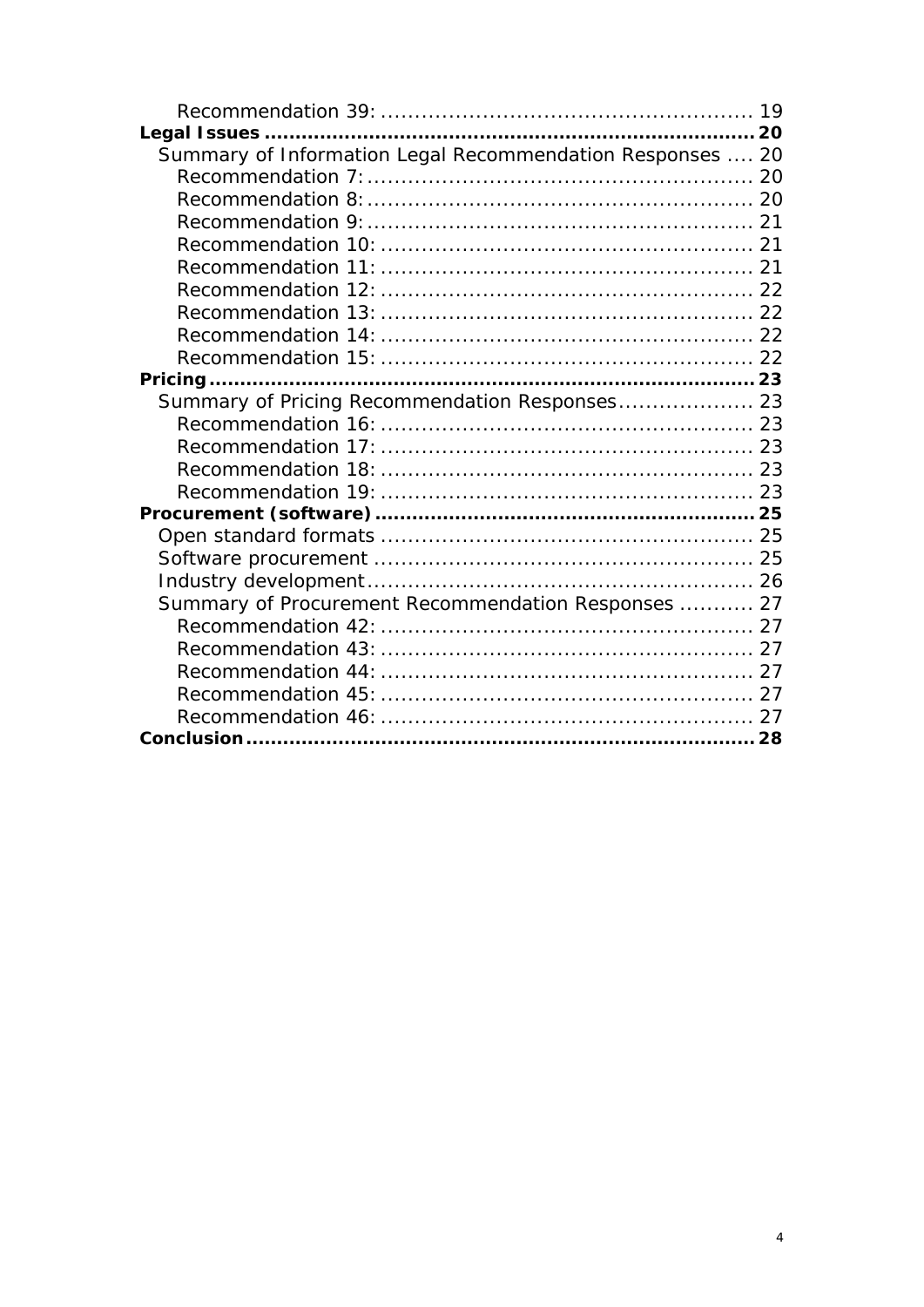Recommendation 39: ........................................................ 19

**Legal Issues ........................................................................... 20**

Summary of Information Legal Recommendation Responses .... 20

Recommendation 7: ........................................................ 20

Recommendation 8: ........................................................ 20

Recommendation 9: ........................................................ 21

Recommendation 10: ........................................................ 21

Recommendation 11: ........................................................ 21

Recommendation 12: ........................................................ 22

Recommendation 13: ........................................................ 22

Recommendation 14: ........................................................ 22

Recommendation 15: ........................................................ 22

**Pricing .................................................................................. 23**

Summary of Pricing Recommendation Responses .................... 23

Recommendation 16: ........................................................ 23

Recommendation 17: ........................................................ 23

Recommendation 18: ........................................................ 23

Recommendation 19: ........................................................ 23

**Procurement (software) ............................................................ 25**

Open standard formats ........................................................ 25

Software procurement ........................................................ 25

Industry development ........................................................ 26

Summary of Procurement Recommendation Responses ........... 27

Recommendation 42: ........................................................ 27

Recommendation 43: ........................................................ 27

Recommendation 44: ........................................................ 27

Recommendation 45: ........................................................ 27

Recommendation 46: ........................................................ 27

**Conclusion ............................................................................. 28**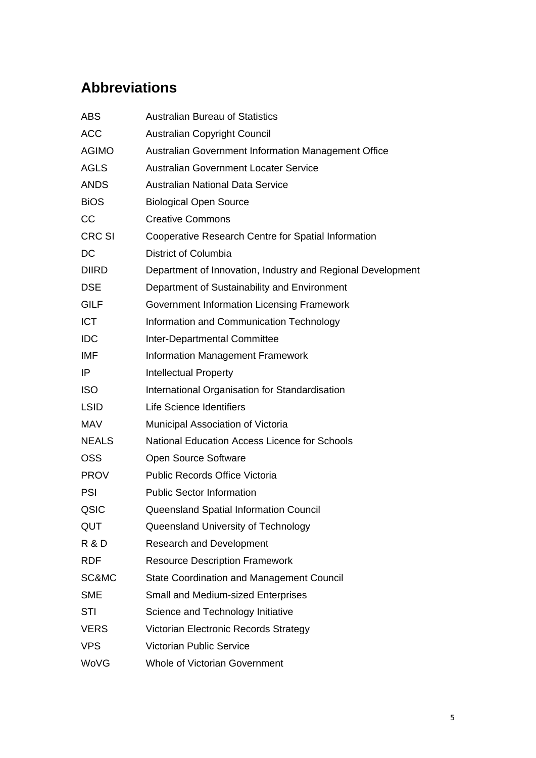## Abbreviations

| | |
|---|---|
| ABS | Australian Bureau of Statistics |
| ACC | Australian Copyright Council |
| AGIMO | Australian Government Information Management Office |
| AGLS | Australian Government Locater Service |
| ANDS | Australian National Data Service |
| BiOS | Biological Open Source |
| CC | Creative Commons |
| CRC SI | Cooperative Research Centre for Spatial Information |
| DC | District of Columbia |
| DIIRD | Department of Innovation, Industry and Regional Development |
| DSE | Department of Sustainability and Environment |
| GILF | Government Information Licensing Framework |
| ICT | Information and Communication Technology |
| IDC | Inter-Departmental Committee |
| IMF | Information Management Framework |
| IP | Intellectual Property |
| ISO | International Organisation for Standardisation |
| LSID | Life Science Identifiers |
| MAV | Municipal Association of Victoria |
| NEALS | National Education Access Licence for Schools |
| OSS | Open Source Software |
| PROV | Public Records Office Victoria |
| PSI | Public Sector Information |
| QSIC | Queensland Spatial Information Council |
| QUT | Queensland University of Technology |
| R & D | Research and Development |
| RDF | Resource Description Framework |
| SC&MC | State Coordination and Management Council |
| SME | Small and Medium-sized Enterprises |
| STI | Science and Technology Initiative |
| VERS | Victorian Electronic Records Strategy |
| VPS | Victorian Public Service |
| WoVG | Whole of Victorian Government |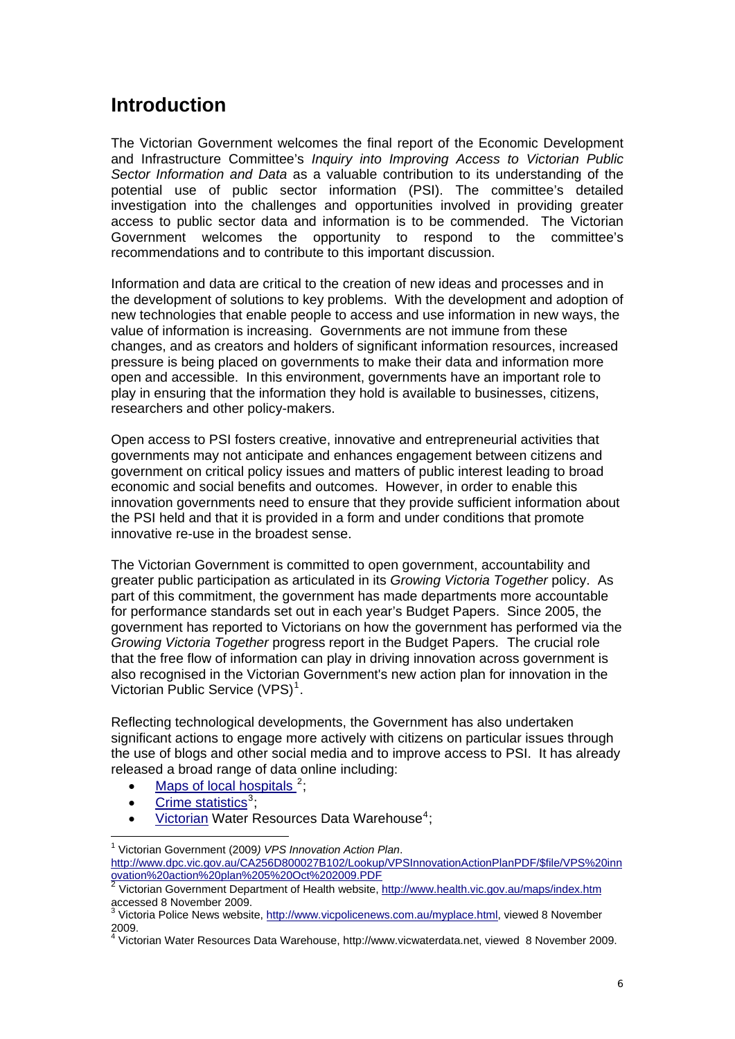# Introduction

The Victorian Government welcomes the final report of the Economic Development and Infrastructure Committee's *Inquiry into Improving Access to Victorian Public Sector Information and Data* as a valuable contribution to its understanding of the potential use of public sector information (PSI). The committee's detailed investigation into the challenges and opportunities involved in providing greater access to public sector data and information is to be commended. The Victorian Government welcomes the opportunity to respond to the committee's recommendations and to contribute to this important discussion.

Information and data are critical to the creation of new ideas and processes and in the development of solutions to key problems. With the development and adoption of new technologies that enable people to access and use information in new ways, the value of information is increasing. Governments are not immune from these changes, and as creators and holders of significant information resources, increased pressure is being placed on governments to make their data and information more open and accessible. In this environment, governments have an important role to play in ensuring that the information they hold is available to businesses, citizens, researchers and other policy-makers.

Open access to PSI fosters creative, innovative and entrepreneurial activities that governments may not anticipate and enhances engagement between citizens and government on critical policy issues and matters of public interest leading to broad economic and social benefits and outcomes. However, in order to enable this innovation governments need to ensure that they provide sufficient information about the PSI held and that it is provided in a form and under conditions that promote innovative re-use in the broadest sense.

The Victorian Government is committed to open government, accountability and greater public participation as articulated in its *Growing Victoria Together* policy. As part of this commitment, the government has made departments more accountable for performance standards set out in each year's Budget Papers. Since 2005, the government has reported to Victorians on how the government has performed via the *Growing Victoria Together* progress report in the Budget Papers. The crucial role that the free flow of information can play in driving innovation across government is also recognised in the Victorian Government's new action plan for innovation in the Victorian Public Service (VPS)[1].

Reflecting technological developments, the Government has also undertaken significant actions to engage more actively with citizens on particular issues through the use of blogs and other social media and to improve access to PSI. It has already released a broad range of data online including:

- Maps of local hospitals [2];
- Crime statistics[3];
- Victorian Water Resources Data Warehouse[4];

---

[1] Victorian Government (2009) *VPS Innovation Action Plan*. http://www.dpc.vic.gov.au/CA256D800027B102/Lookup/VPSInnovationActionPlanPDF/$file/VPS%20innovation%20action%20plan%205%20Oct%202009.PDF

[2] Victorian Government Department of Health website, http://www.health.vic.gov.au/maps/index.htm accessed 8 November 2009.

[3] Victoria Police News website, http://www.vicpolicenews.com.au/myplace.html, viewed 8 November 2009.

[4] Victorian Water Resources Data Warehouse, http://www.vicwaterdata.net, viewed 8 November 2009.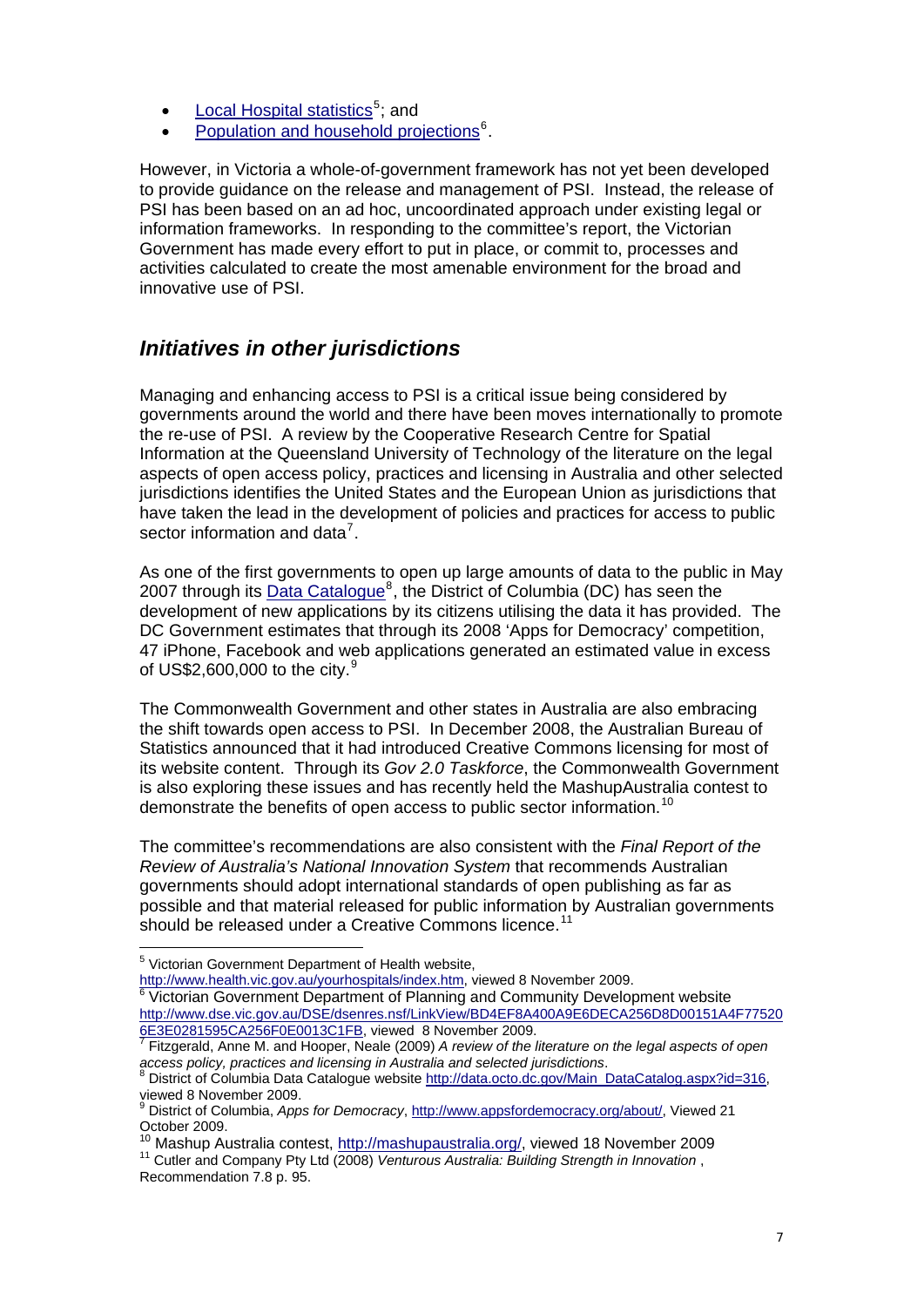- Local Hospital statistics[5]; and
- Population and household projections[6].

However, in Victoria a whole-of-government framework has not yet been developed to provide guidance on the release and management of PSI. Instead, the release of PSI has been based on an ad hoc, uncoordinated approach under existing legal or information frameworks. In responding to the committee's report, the Victorian Government has made every effort to put in place, or commit to, processes and activities calculated to create the most amenable environment for the broad and innovative use of PSI.

## *Initiatives in other jurisdictions*

Managing and enhancing access to PSI is a critical issue being considered by governments around the world and there have been moves internationally to promote the re-use of PSI. A review by the Cooperative Research Centre for Spatial Information at the Queensland University of Technology of the literature on the legal aspects of open access policy, practices and licensing in Australia and other selected jurisdictions identifies the United States and the European Union as jurisdictions that have taken the lead in the development of policies and practices for access to public sector information and data[7].

As one of the first governments to open up large amounts of data to the public in May 2007 through its Data Catalogue[8], the District of Columbia (DC) has seen the development of new applications by its citizens utilising the data it has provided. The DC Government estimates that through its 2008 'Apps for Democracy' competition, 47 iPhone, Facebook and web applications generated an estimated value in excess of US$2,600,000 to the city.[9]

The Commonwealth Government and other states in Australia are also embracing the shift towards open access to PSI. In December 2008, the Australian Bureau of Statistics announced that it had introduced Creative Commons licensing for most of its website content. Through its *Gov 2.0 Taskforce*, the Commonwealth Government is also exploring these issues and has recently held the MashupAustralia contest to demonstrate the benefits of open access to public sector information.[10]

The committee's recommendations are also consistent with the *Final Report of the Review of Australia's National Innovation System* that recommends Australian governments should adopt international standards of open publishing as far as possible and that material released for public information by Australian governments should be released under a Creative Commons licence.[11]

---

[5] Victorian Government Department of Health website, http://www.health.vic.gov.au/yourhospitals/index.htm, viewed 8 November 2009.

[6] Victorian Government Department of Planning and Community Development website http://www.dse.vic.gov.au/DSE/dsenres.nsf/LinkView/BD4EF8A400A9E6DECA256D8D00151A4F775206E3E0281595CA256F0E0013C1FB, viewed 8 November 2009.

[7] Fitzgerald, Anne M. and Hooper, Neale (2009) *A review of the literature on the legal aspects of open access policy, practices and licensing in Australia and selected jurisdictions*.

[8] District of Columbia Data Catalogue website http://data.octo.dc.gov/Main_DataCatalog.aspx?id=316, viewed 8 November 2009.

[9] District of Columbia, *Apps for Democracy*, http://www.appsfordemocracy.org/about/, Viewed 21 October 2009.

[10] Mashup Australia contest, http://mashupaustralia.org/, viewed 18 November 2009

[11] Cutler and Company Pty Ltd (2008) *Venturous Australia: Building Strength in Innovation* , Recommendation 7.8 p. 95.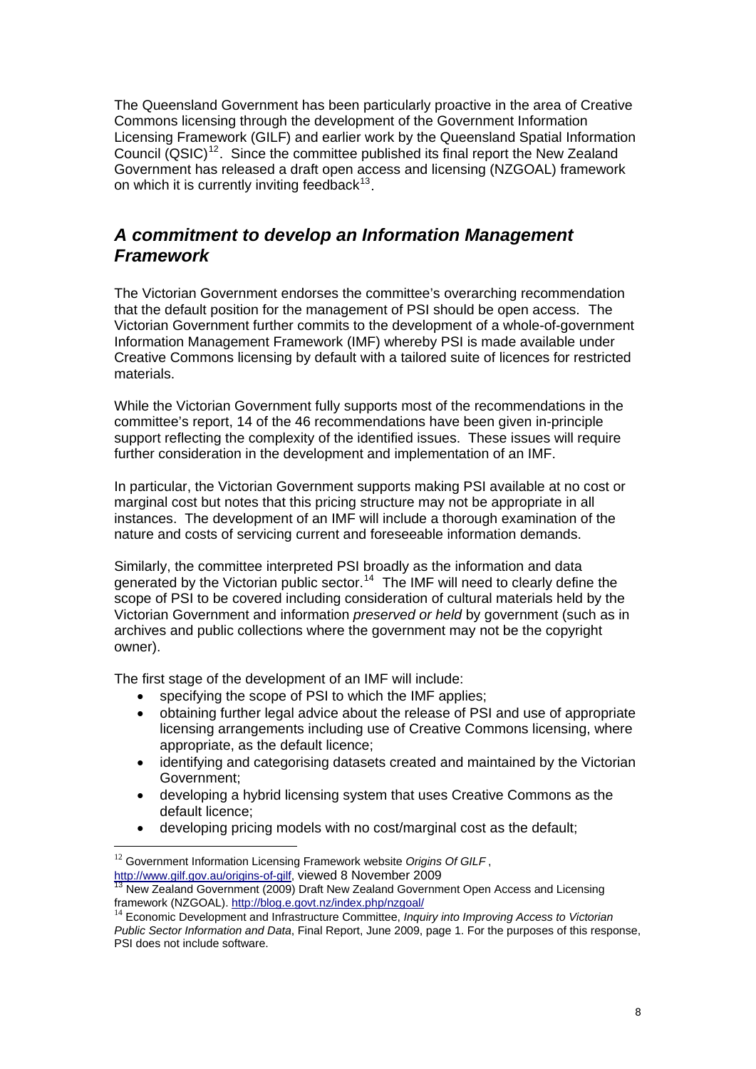The Queensland Government has been particularly proactive in the area of Creative Commons licensing through the development of the Government Information Licensing Framework (GILF) and earlier work by the Queensland Spatial Information Council (QSIC)[12]. Since the committee published its final report the New Zealand Government has released a draft open access and licensing (NZGOAL) framework on which it is currently inviting feedback[13].

## *A commitment to develop an Information Management Framework*

The Victorian Government endorses the committee's overarching recommendation that the default position for the management of PSI should be open access. The Victorian Government further commits to the development of a whole-of-government Information Management Framework (IMF) whereby PSI is made available under Creative Commons licensing by default with a tailored suite of licences for restricted materials.

While the Victorian Government fully supports most of the recommendations in the committee's report, 14 of the 46 recommendations have been given in-principle support reflecting the complexity of the identified issues. These issues will require further consideration in the development and implementation of an IMF.

In particular, the Victorian Government supports making PSI available at no cost or marginal cost but notes that this pricing structure may not be appropriate in all instances. The development of an IMF will include a thorough examination of the nature and costs of servicing current and foreseeable information demands.

Similarly, the committee interpreted PSI broadly as the information and data generated by the Victorian public sector.[14] The IMF will need to clearly define the scope of PSI to be covered including consideration of cultural materials held by the Victorian Government and information *preserved or held* by government (such as in archives and public collections where the government may not be the copyright owner).

The first stage of the development of an IMF will include:

- specifying the scope of PSI to which the IMF applies;
- obtaining further legal advice about the release of PSI and use of appropriate licensing arrangements including use of Creative Commons licensing, where appropriate, as the default licence;
- identifying and categorising datasets created and maintained by the Victorian Government;
- developing a hybrid licensing system that uses Creative Commons as the default licence;
- developing pricing models with no cost/marginal cost as the default;

---

[12] Government Information Licensing Framework website *Origins Of GILF* , http://www.gilf.gov.au/origins-of-gilf, viewed 8 November 2009

[13] New Zealand Government (2009) Draft New Zealand Government Open Access and Licensing framework (NZGOAL). http://blog.e.govt.nz/index.php/nzgoal/

[14] Economic Development and Infrastructure Committee, *Inquiry into Improving Access to Victorian Public Sector Information and Data*, Final Report, June 2009, page 1. For the purposes of this response, PSI does not include software.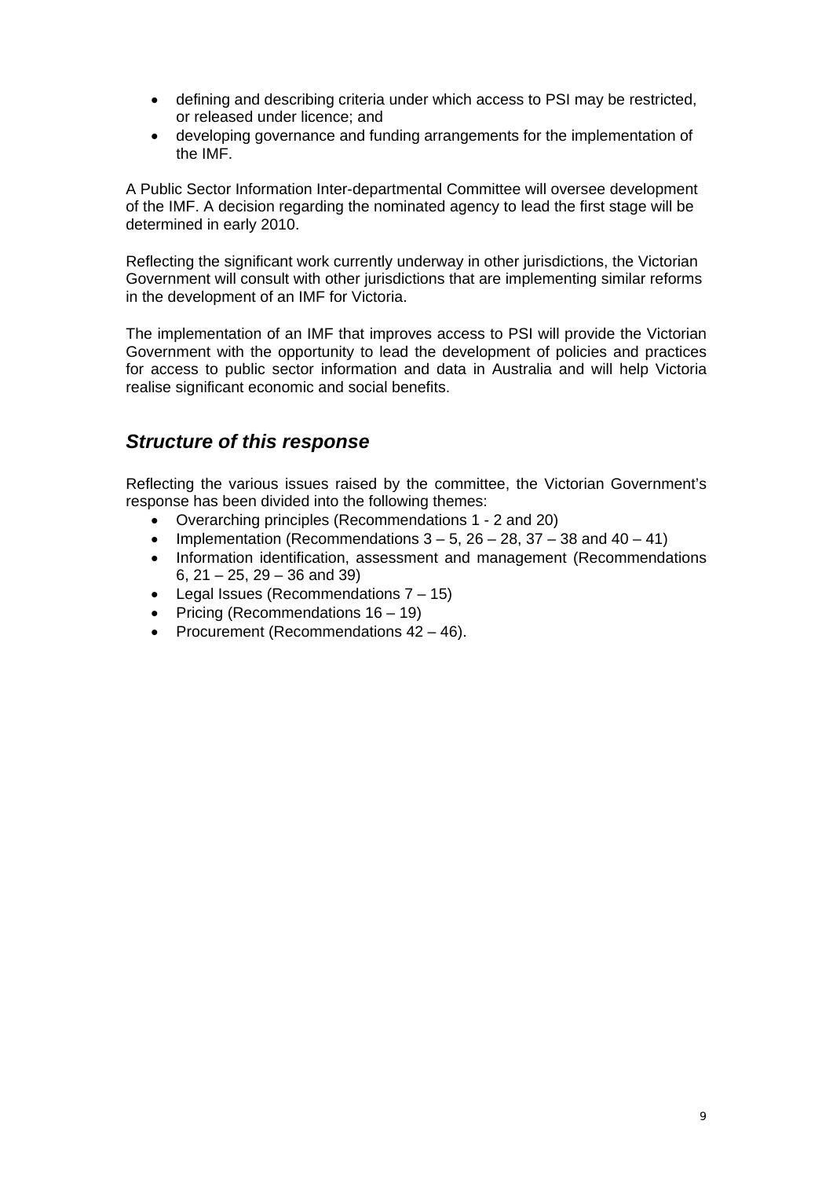- defining and describing criteria under which access to PSI may be restricted, or released under licence; and
- developing governance and funding arrangements for the implementation of the IMF.

A Public Sector Information Inter-departmental Committee will oversee development of the IMF. A decision regarding the nominated agency to lead the first stage will be determined in early 2010.

Reflecting the significant work currently underway in other jurisdictions, the Victorian Government will consult with other jurisdictions that are implementing similar reforms in the development of an IMF for Victoria.

The implementation of an IMF that improves access to PSI will provide the Victorian Government with the opportunity to lead the development of policies and practices for access to public sector information and data in Australia and will help Victoria realise significant economic and social benefits.

## *Structure of this response*

Reflecting the various issues raised by the committee, the Victorian Government's response has been divided into the following themes:

- Overarching principles (Recommendations 1 - 2 and 20)
- Implementation (Recommendations 3 – 5, 26 – 28, 37 – 38 and 40 – 41)
- Information identification, assessment and management (Recommendations 6, 21 – 25, 29 – 36 and 39)
- Legal Issues (Recommendations 7 – 15)
- Pricing (Recommendations 16 – 19)
- Procurement (Recommendations 42 – 46).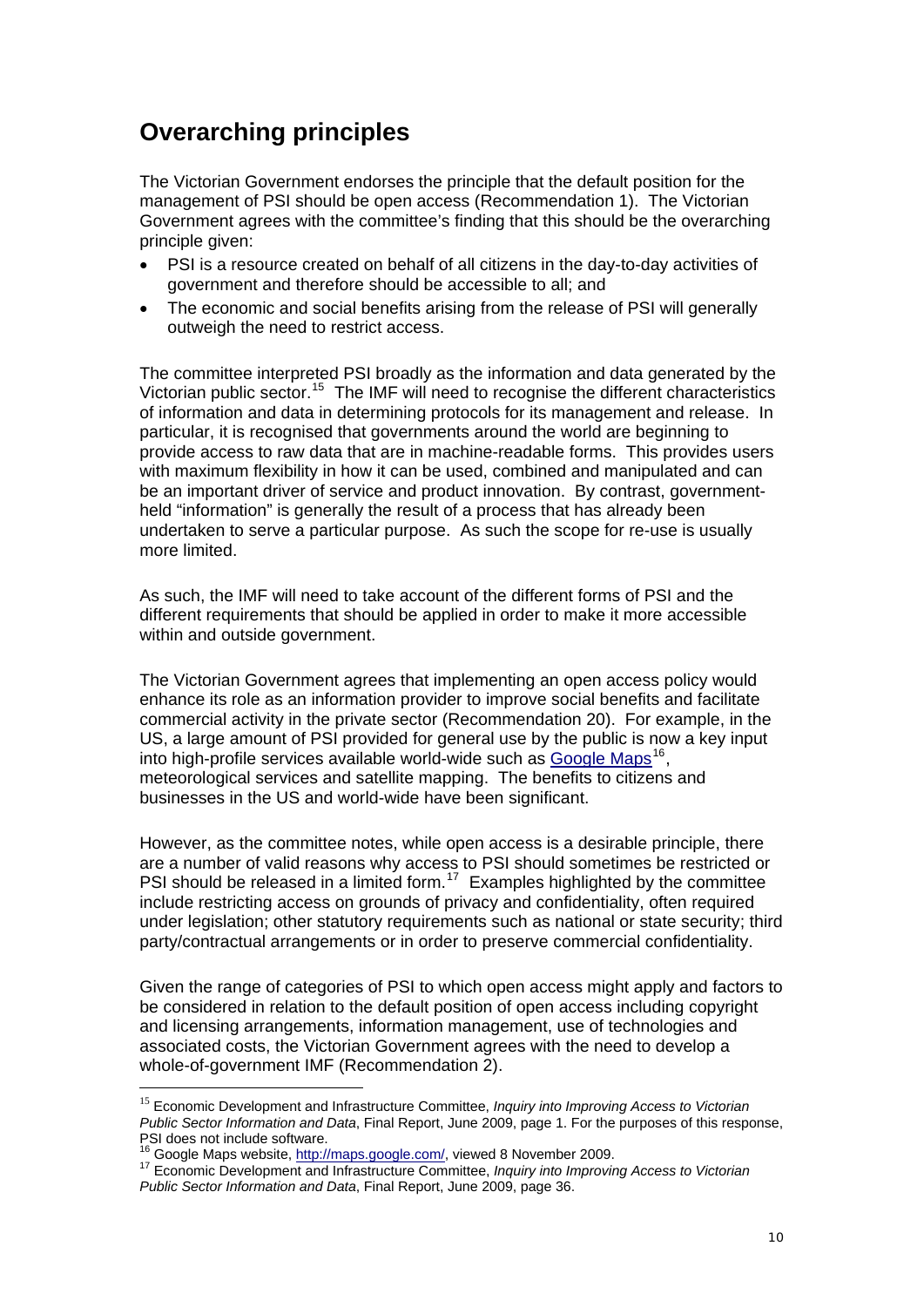## Overarching principles

The Victorian Government endorses the principle that the default position for the management of PSI should be open access (Recommendation 1). The Victorian Government agrees with the committee's finding that this should be the overarching principle given:

- PSI is a resource created on behalf of all citizens in the day-to-day activities of government and therefore should be accessible to all; and
- The economic and social benefits arising from the release of PSI will generally outweigh the need to restrict access.

The committee interpreted PSI broadly as the information and data generated by the Victorian public sector.[15] The IMF will need to recognise the different characteristics of information and data in determining protocols for its management and release. In particular, it is recognised that governments around the world are beginning to provide access to raw data that are in machine-readable forms. This provides users with maximum flexibility in how it can be used, combined and manipulated and can be an important driver of service and product innovation. By contrast, government-held "information" is generally the result of a process that has already been undertaken to serve a particular purpose. As such the scope for re-use is usually more limited.

As such, the IMF will need to take account of the different forms of PSI and the different requirements that should be applied in order to make it more accessible within and outside government.

The Victorian Government agrees that implementing an open access policy would enhance its role as an information provider to improve social benefits and facilitate commercial activity in the private sector (Recommendation 20). For example, in the US, a large amount of PSI provided for general use by the public is now a key input into high-profile services available world-wide such as Google Maps[16], meteorological services and satellite mapping. The benefits to citizens and businesses in the US and world-wide have been significant.

However, as the committee notes, while open access is a desirable principle, there are a number of valid reasons why access to PSI should sometimes be restricted or PSI should be released in a limited form.[17] Examples highlighted by the committee include restricting access on grounds of privacy and confidentiality, often required under legislation; other statutory requirements such as national or state security; third party/contractual arrangements or in order to preserve commercial confidentiality.

Given the range of categories of PSI to which open access might apply and factors to be considered in relation to the default position of open access including copyright and licensing arrangements, information management, use of technologies and associated costs, the Victorian Government agrees with the need to develop a whole-of-government IMF (Recommendation 2).

---

[15] Economic Development and Infrastructure Committee, *Inquiry into Improving Access to Victorian Public Sector Information and Data*, Final Report, June 2009, page 1. For the purposes of this response, PSI does not include software.

[16] Google Maps website, http://maps.google.com/, viewed 8 November 2009.

[17] Economic Development and Infrastructure Committee, *Inquiry into Improving Access to Victorian Public Sector Information and Data*, Final Report, June 2009, page 36.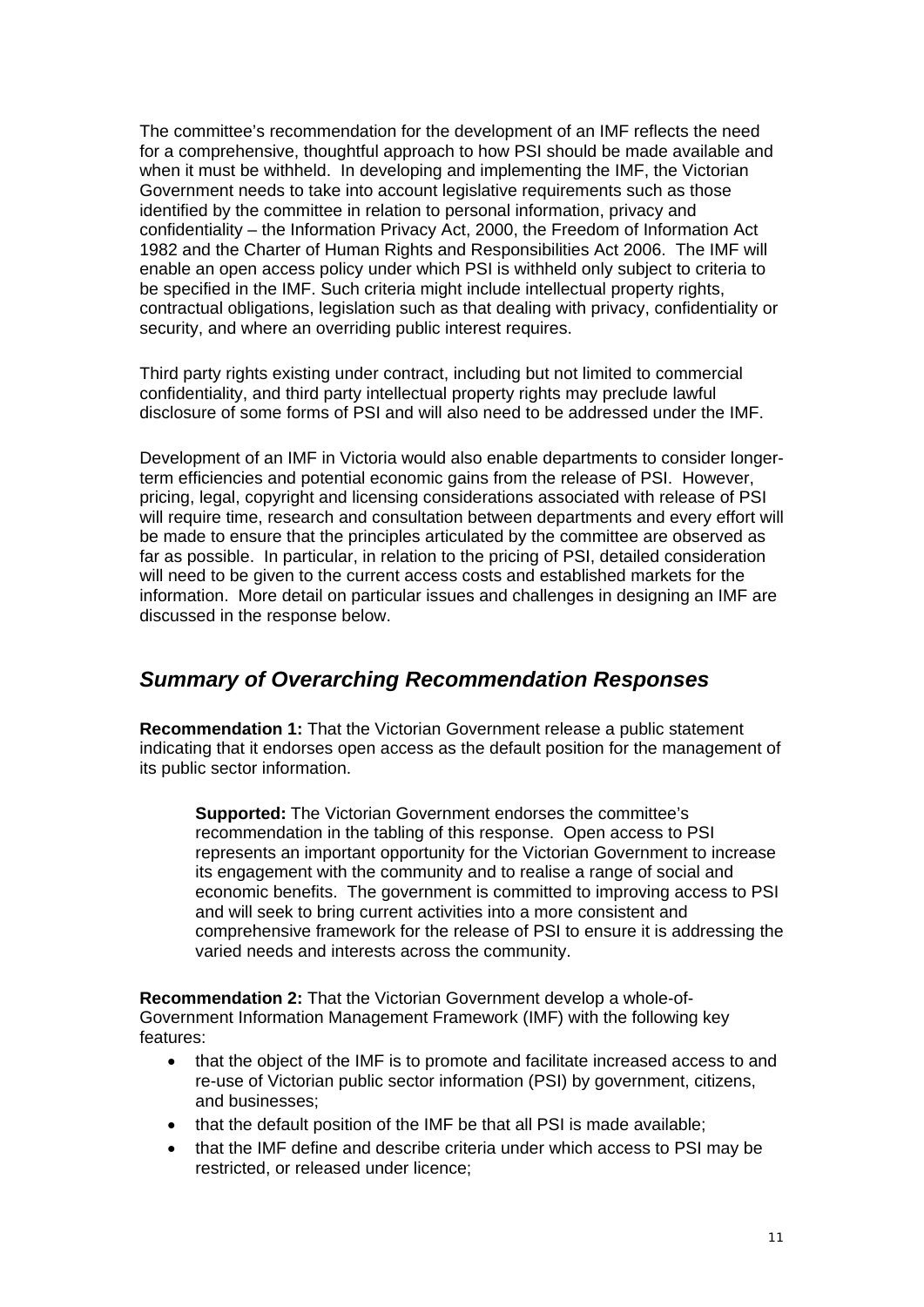The committee's recommendation for the development of an IMF reflects the need for a comprehensive, thoughtful approach to how PSI should be made available and when it must be withheld. In developing and implementing the IMF, the Victorian Government needs to take into account legislative requirements such as those identified by the committee in relation to personal information, privacy and confidentiality – the Information Privacy Act, 2000, the Freedom of Information Act 1982 and the Charter of Human Rights and Responsibilities Act 2006. The IMF will enable an open access policy under which PSI is withheld only subject to criteria to be specified in the IMF. Such criteria might include intellectual property rights, contractual obligations, legislation such as that dealing with privacy, confidentiality or security, and where an overriding public interest requires.

Third party rights existing under contract, including but not limited to commercial confidentiality, and third party intellectual property rights may preclude lawful disclosure of some forms of PSI and will also need to be addressed under the IMF.

Development of an IMF in Victoria would also enable departments to consider longer-term efficiencies and potential economic gains from the release of PSI. However, pricing, legal, copyright and licensing considerations associated with release of PSI will require time, research and consultation between departments and every effort will be made to ensure that the principles articulated by the committee are observed as far as possible. In particular, in relation to the pricing of PSI, detailed consideration will need to be given to the current access costs and established markets for the information. More detail on particular issues and challenges in designing an IMF are discussed in the response below.

## *Summary of Overarching Recommendation Responses*

**Recommendation 1:** That the Victorian Government release a public statement indicating that it endorses open access as the default position for the management of its public sector information.

> **Supported:** The Victorian Government endorses the committee's recommendation in the tabling of this response. Open access to PSI represents an important opportunity for the Victorian Government to increase its engagement with the community and to realise a range of social and economic benefits. The government is committed to improving access to PSI and will seek to bring current activities into a more consistent and comprehensive framework for the release of PSI to ensure it is addressing the varied needs and interests across the community.

**Recommendation 2:** That the Victorian Government develop a whole-of-Government Information Management Framework (IMF) with the following key features:

- that the object of the IMF is to promote and facilitate increased access to and re-use of Victorian public sector information (PSI) by government, citizens, and businesses;
- that the default position of the IMF be that all PSI is made available;
- that the IMF define and describe criteria under which access to PSI may be restricted, or released under licence;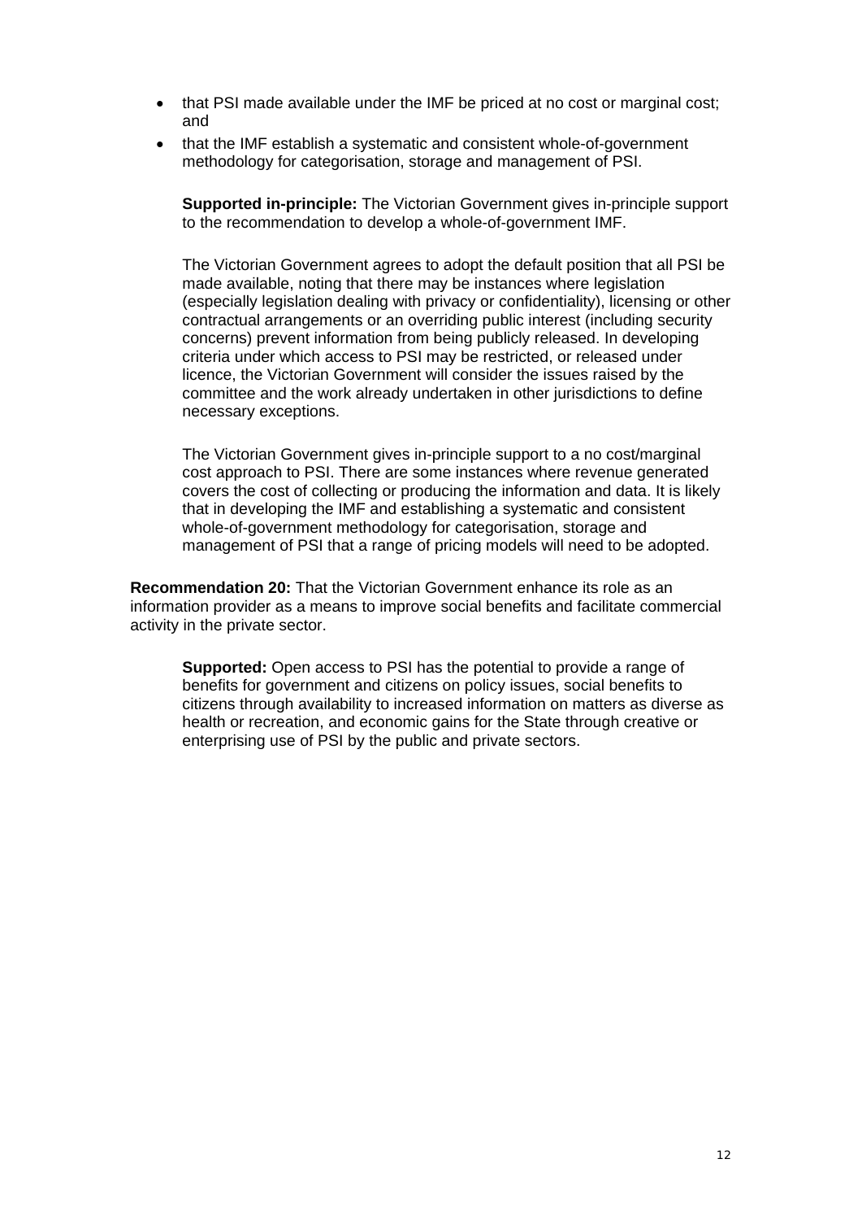- that PSI made available under the IMF be priced at no cost or marginal cost; and
- that the IMF establish a systematic and consistent whole-of-government methodology for categorisation, storage and management of PSI.

**Supported in-principle:** The Victorian Government gives in-principle support to the recommendation to develop a whole-of-government IMF.

The Victorian Government agrees to adopt the default position that all PSI be made available, noting that there may be instances where legislation (especially legislation dealing with privacy or confidentiality), licensing or other contractual arrangements or an overriding public interest (including security concerns) prevent information from being publicly released. In developing criteria under which access to PSI may be restricted, or released under licence, the Victorian Government will consider the issues raised by the committee and the work already undertaken in other jurisdictions to define necessary exceptions.

The Victorian Government gives in-principle support to a no cost/marginal cost approach to PSI. There are some instances where revenue generated covers the cost of collecting or producing the information and data. It is likely that in developing the IMF and establishing a systematic and consistent whole-of-government methodology for categorisation, storage and management of PSI that a range of pricing models will need to be adopted.

**Recommendation 20:** That the Victorian Government enhance its role as an information provider as a means to improve social benefits and facilitate commercial activity in the private sector.

**Supported:** Open access to PSI has the potential to provide a range of benefits for government and citizens on policy issues, social benefits to citizens through availability to increased information on matters as diverse as health or recreation, and economic gains for the State through creative or enterprising use of PSI by the public and private sectors.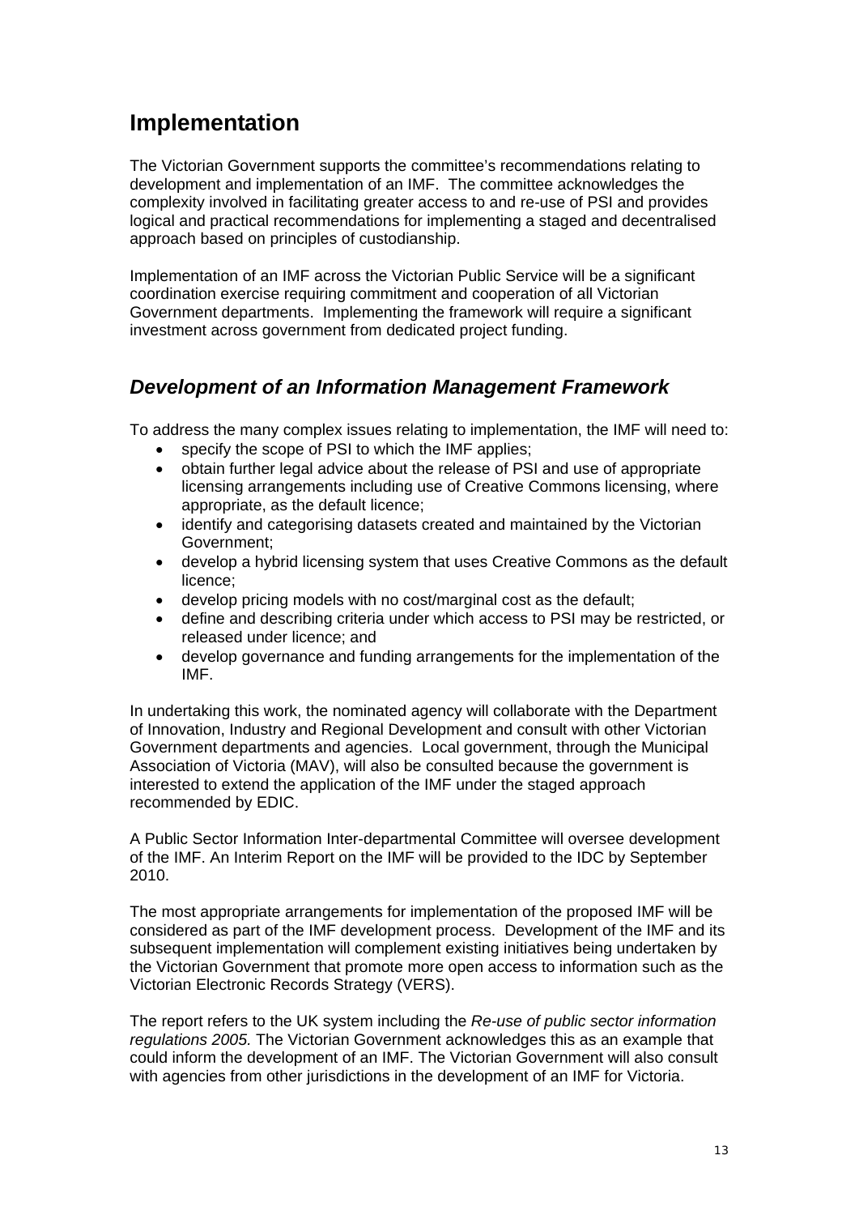# Implementation

The Victorian Government supports the committee's recommendations relating to development and implementation of an IMF. The committee acknowledges the complexity involved in facilitating greater access to and re-use of PSI and provides logical and practical recommendations for implementing a staged and decentralised approach based on principles of custodianship.

Implementation of an IMF across the Victorian Public Service will be a significant coordination exercise requiring commitment and cooperation of all Victorian Government departments. Implementing the framework will require a significant investment across government from dedicated project funding.

## *Development of an Information Management Framework*

To address the many complex issues relating to implementation, the IMF will need to:

- specify the scope of PSI to which the IMF applies;
- obtain further legal advice about the release of PSI and use of appropriate licensing arrangements including use of Creative Commons licensing, where appropriate, as the default licence;
- identify and categorising datasets created and maintained by the Victorian Government;
- develop a hybrid licensing system that uses Creative Commons as the default licence;
- develop pricing models with no cost/marginal cost as the default;
- define and describing criteria under which access to PSI may be restricted, or released under licence; and
- develop governance and funding arrangements for the implementation of the IMF.

In undertaking this work, the nominated agency will collaborate with the Department of Innovation, Industry and Regional Development and consult with other Victorian Government departments and agencies. Local government, through the Municipal Association of Victoria (MAV), will also be consulted because the government is interested to extend the application of the IMF under the staged approach recommended by EDIC.

A Public Sector Information Inter-departmental Committee will oversee development of the IMF. An Interim Report on the IMF will be provided to the IDC by September 2010.

The most appropriate arrangements for implementation of the proposed IMF will be considered as part of the IMF development process. Development of the IMF and its subsequent implementation will complement existing initiatives being undertaken by the Victorian Government that promote more open access to information such as the Victorian Electronic Records Strategy (VERS).

The report refers to the UK system including the *Re-use of public sector information regulations 2005.* The Victorian Government acknowledges this as an example that could inform the development of an IMF. The Victorian Government will also consult with agencies from other jurisdictions in the development of an IMF for Victoria.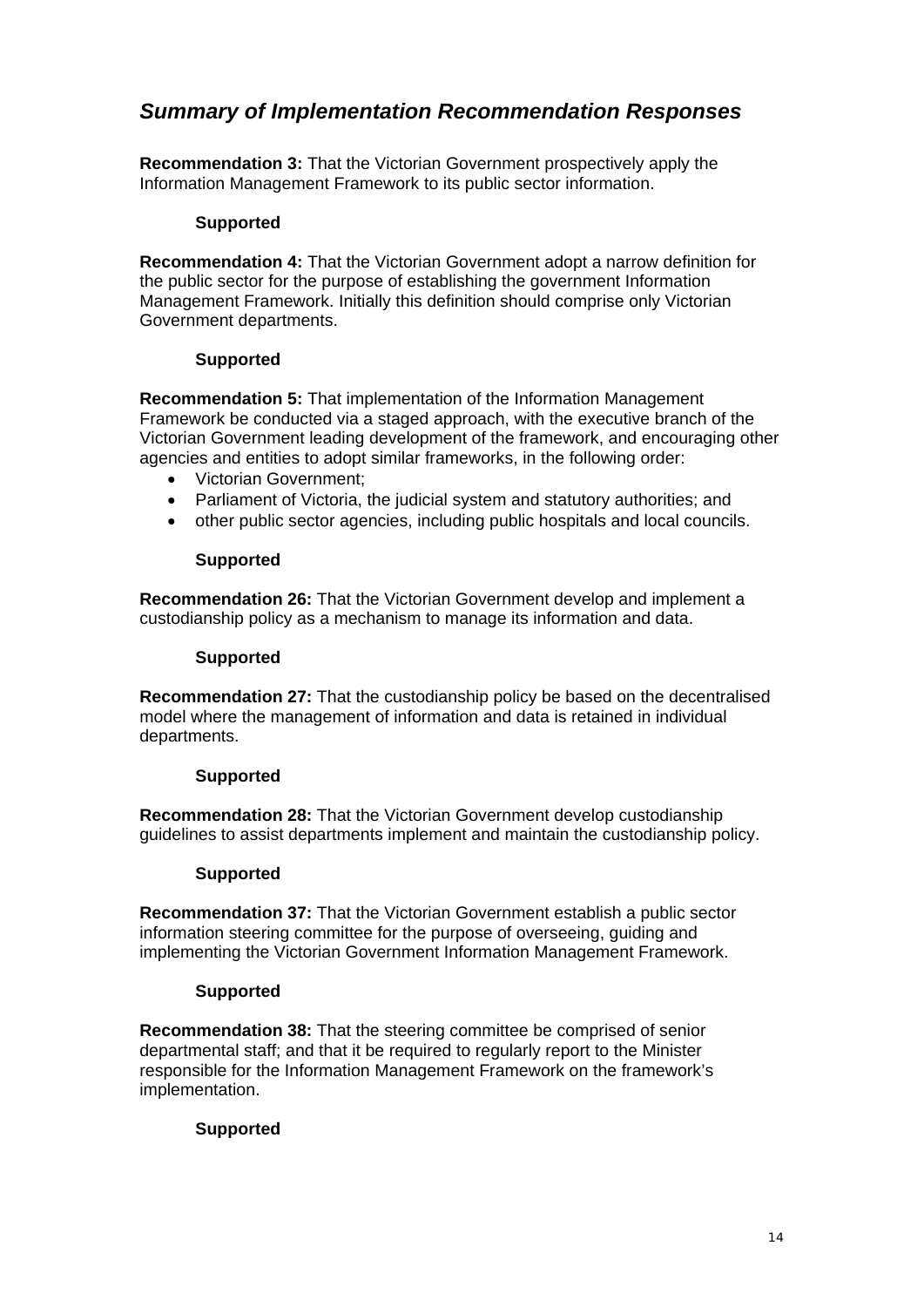## *Summary of Implementation Recommendation Responses*

**Recommendation 3:** That the Victorian Government prospectively apply the Information Management Framework to its public sector information.

**Supported**

**Recommendation 4:** That the Victorian Government adopt a narrow definition for the public sector for the purpose of establishing the government Information Management Framework. Initially this definition should comprise only Victorian Government departments.

**Supported**

**Recommendation 5:** That implementation of the Information Management Framework be conducted via a staged approach, with the executive branch of the Victorian Government leading development of the framework, and encouraging other agencies and entities to adopt similar frameworks, in the following order:

- Victorian Government;
- Parliament of Victoria, the judicial system and statutory authorities; and
- other public sector agencies, including public hospitals and local councils.

**Supported**

**Recommendation 26:** That the Victorian Government develop and implement a custodianship policy as a mechanism to manage its information and data.

**Supported**

**Recommendation 27:** That the custodianship policy be based on the decentralised model where the management of information and data is retained in individual departments.

**Supported**

**Recommendation 28:** That the Victorian Government develop custodianship guidelines to assist departments implement and maintain the custodianship policy.

**Supported**

**Recommendation 37:** That the Victorian Government establish a public sector information steering committee for the purpose of overseeing, guiding and implementing the Victorian Government Information Management Framework.

**Supported**

**Recommendation 38:** That the steering committee be comprised of senior departmental staff; and that it be required to regularly report to the Minister responsible for the Information Management Framework on the framework's implementation.

**Supported**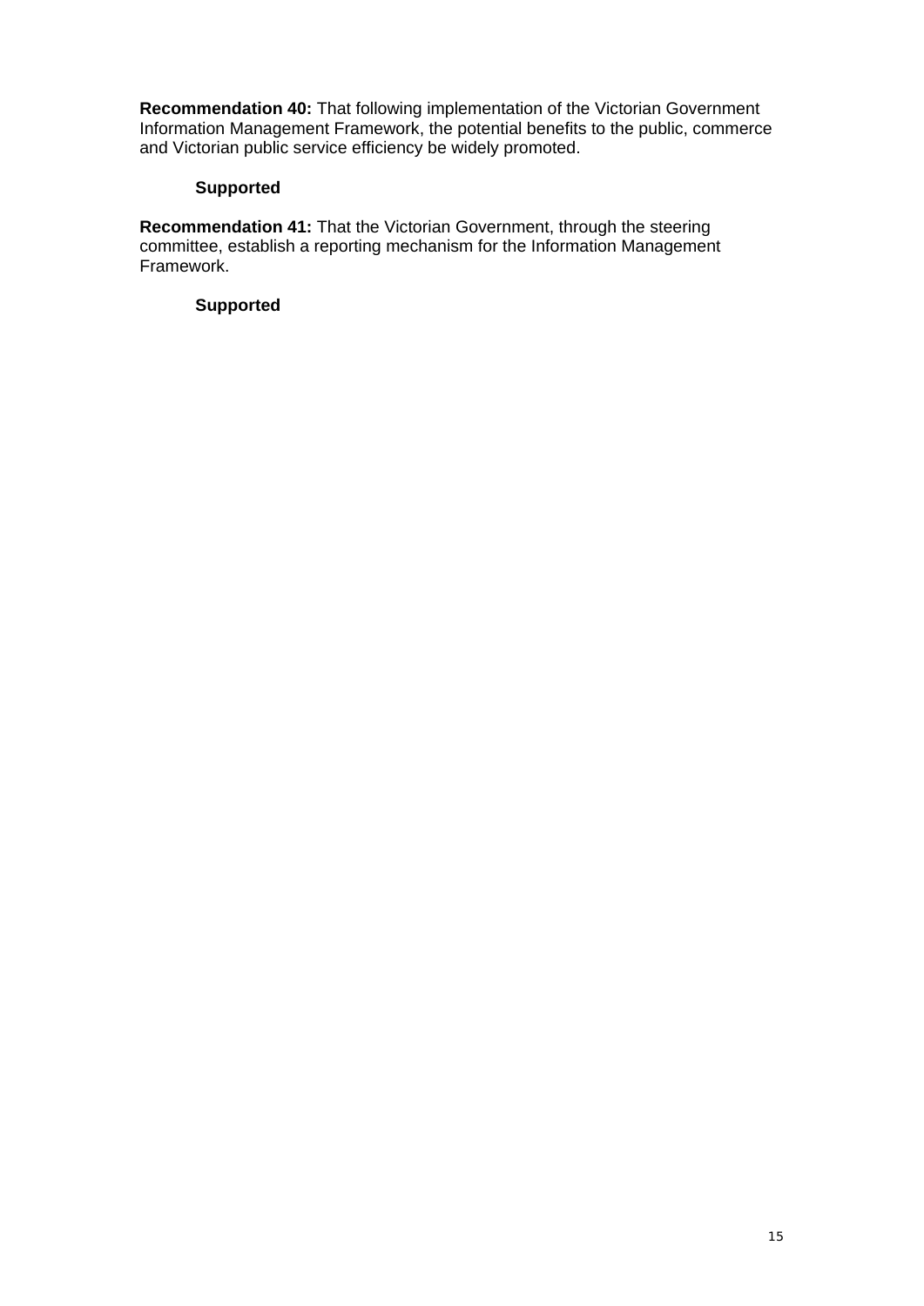**Recommendation 40:** That following implementation of the Victorian Government Information Management Framework, the potential benefits to the public, commerce and Victorian public service efficiency be widely promoted.

**Supported**

**Recommendation 41:** That the Victorian Government, through the steering committee, establish a reporting mechanism for the Information Management Framework.

**Supported**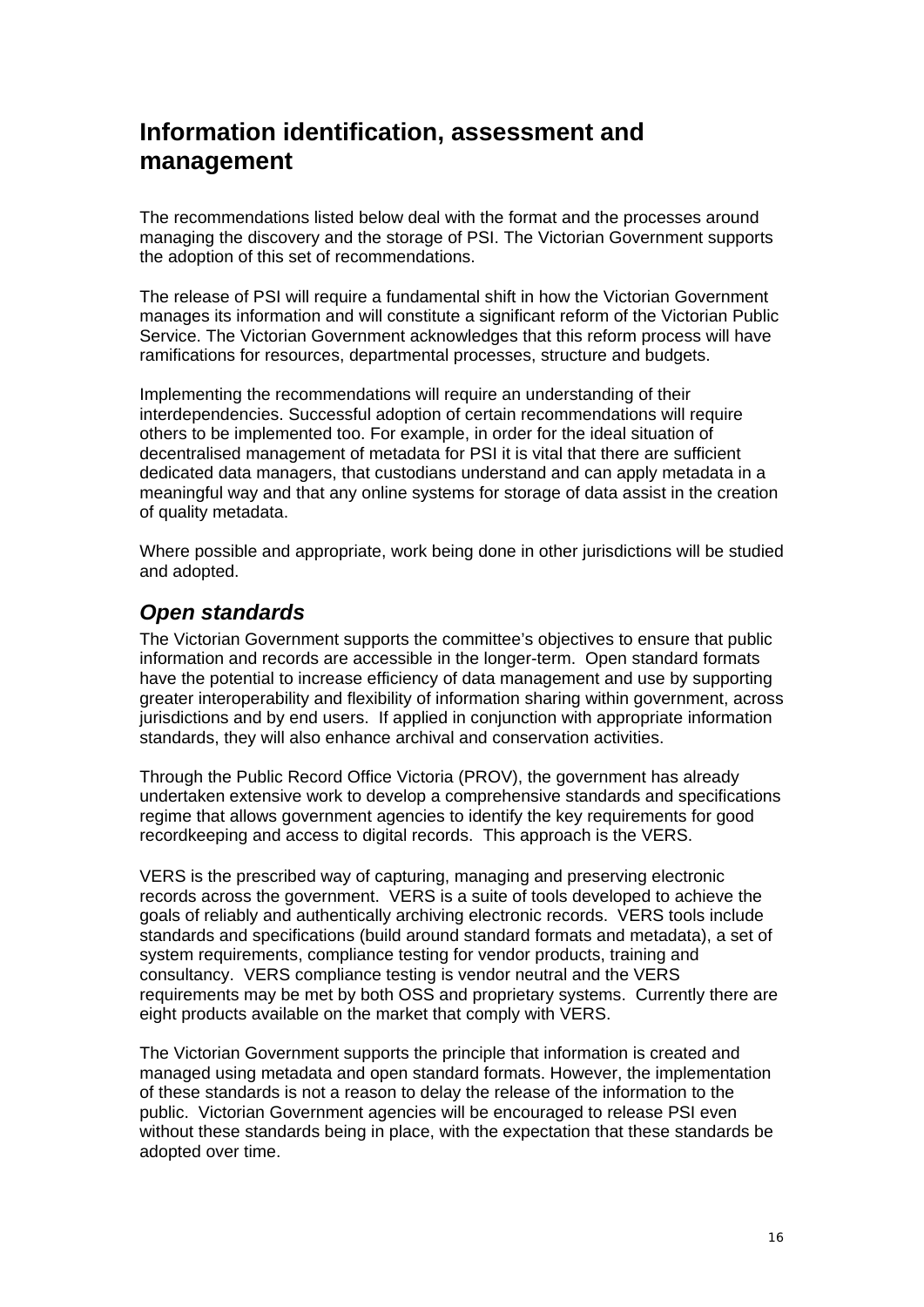# Information identification, assessment and management

The recommendations listed below deal with the format and the processes around managing the discovery and the storage of PSI. The Victorian Government supports the adoption of this set of recommendations.

The release of PSI will require a fundamental shift in how the Victorian Government manages its information and will constitute a significant reform of the Victorian Public Service. The Victorian Government acknowledges that this reform process will have ramifications for resources, departmental processes, structure and budgets.

Implementing the recommendations will require an understanding of their interdependencies. Successful adoption of certain recommendations will require others to be implemented too. For example, in order for the ideal situation of decentralised management of metadata for PSI it is vital that there are sufficient dedicated data managers, that custodians understand and can apply metadata in a meaningful way and that any online systems for storage of data assist in the creation of quality metadata.

Where possible and appropriate, work being done in other jurisdictions will be studied and adopted.

## *Open standards*

The Victorian Government supports the committee's objectives to ensure that public information and records are accessible in the longer-term. Open standard formats have the potential to increase efficiency of data management and use by supporting greater interoperability and flexibility of information sharing within government, across jurisdictions and by end users. If applied in conjunction with appropriate information standards, they will also enhance archival and conservation activities.

Through the Public Record Office Victoria (PROV), the government has already undertaken extensive work to develop a comprehensive standards and specifications regime that allows government agencies to identify the key requirements for good recordkeeping and access to digital records. This approach is the VERS.

VERS is the prescribed way of capturing, managing and preserving electronic records across the government. VERS is a suite of tools developed to achieve the goals of reliably and authentically archiving electronic records. VERS tools include standards and specifications (build around standard formats and metadata), a set of system requirements, compliance testing for vendor products, training and consultancy. VERS compliance testing is vendor neutral and the VERS requirements may be met by both OSS and proprietary systems. Currently there are eight products available on the market that comply with VERS.

The Victorian Government supports the principle that information is created and managed using metadata and open standard formats. However, the implementation of these standards is not a reason to delay the release of the information to the public. Victorian Government agencies will be encouraged to release PSI even without these standards being in place, with the expectation that these standards be adopted over time.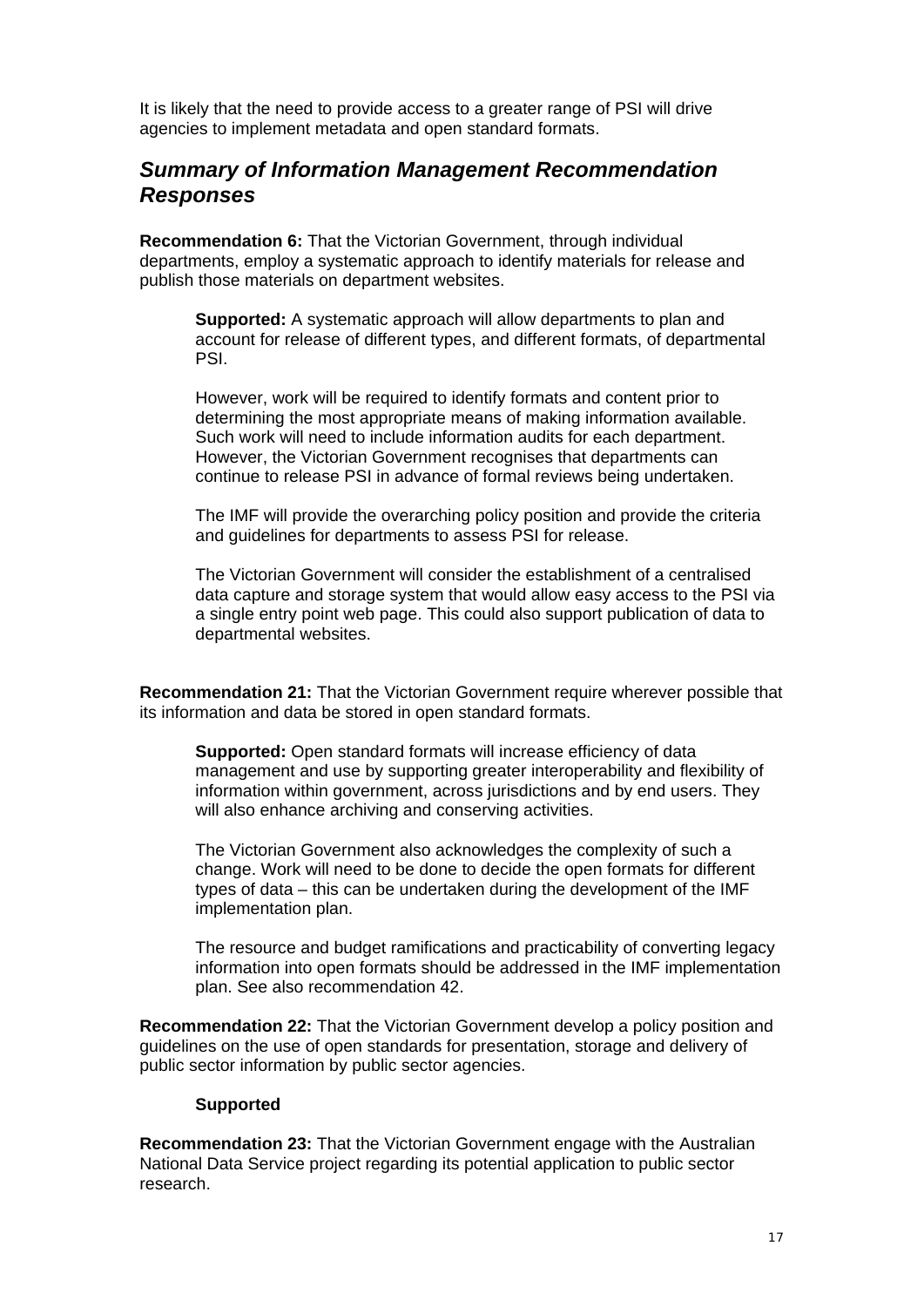It is likely that the need to provide access to a greater range of PSI will drive agencies to implement metadata and open standard formats.

## *Summary of Information Management Recommendation Responses*

**Recommendation 6:** That the Victorian Government, through individual departments, employ a systematic approach to identify materials for release and publish those materials on department websites.

> **Supported:** A systematic approach will allow departments to plan and account for release of different types, and different formats, of departmental PSI.
>
> However, work will be required to identify formats and content prior to determining the most appropriate means of making information available. Such work will need to include information audits for each department. However, the Victorian Government recognises that departments can continue to release PSI in advance of formal reviews being undertaken.
>
> The IMF will provide the overarching policy position and provide the criteria and guidelines for departments to assess PSI for release.
>
> The Victorian Government will consider the establishment of a centralised data capture and storage system that would allow easy access to the PSI via a single entry point web page. This could also support publication of data to departmental websites.

**Recommendation 21:** That the Victorian Government require wherever possible that its information and data be stored in open standard formats.

> **Supported:** Open standard formats will increase efficiency of data management and use by supporting greater interoperability and flexibility of information within government, across jurisdictions and by end users. They will also enhance archiving and conserving activities.
>
> The Victorian Government also acknowledges the complexity of such a change. Work will need to be done to decide the open formats for different types of data – this can be undertaken during the development of the IMF implementation plan.
>
> The resource and budget ramifications and practicability of converting legacy information into open formats should be addressed in the IMF implementation plan. See also recommendation 42.

**Recommendation 22:** That the Victorian Government develop a policy position and guidelines on the use of open standards for presentation, storage and delivery of public sector information by public sector agencies.

> **Supported**

**Recommendation 23:** That the Victorian Government engage with the Australian National Data Service project regarding its potential application to public sector research.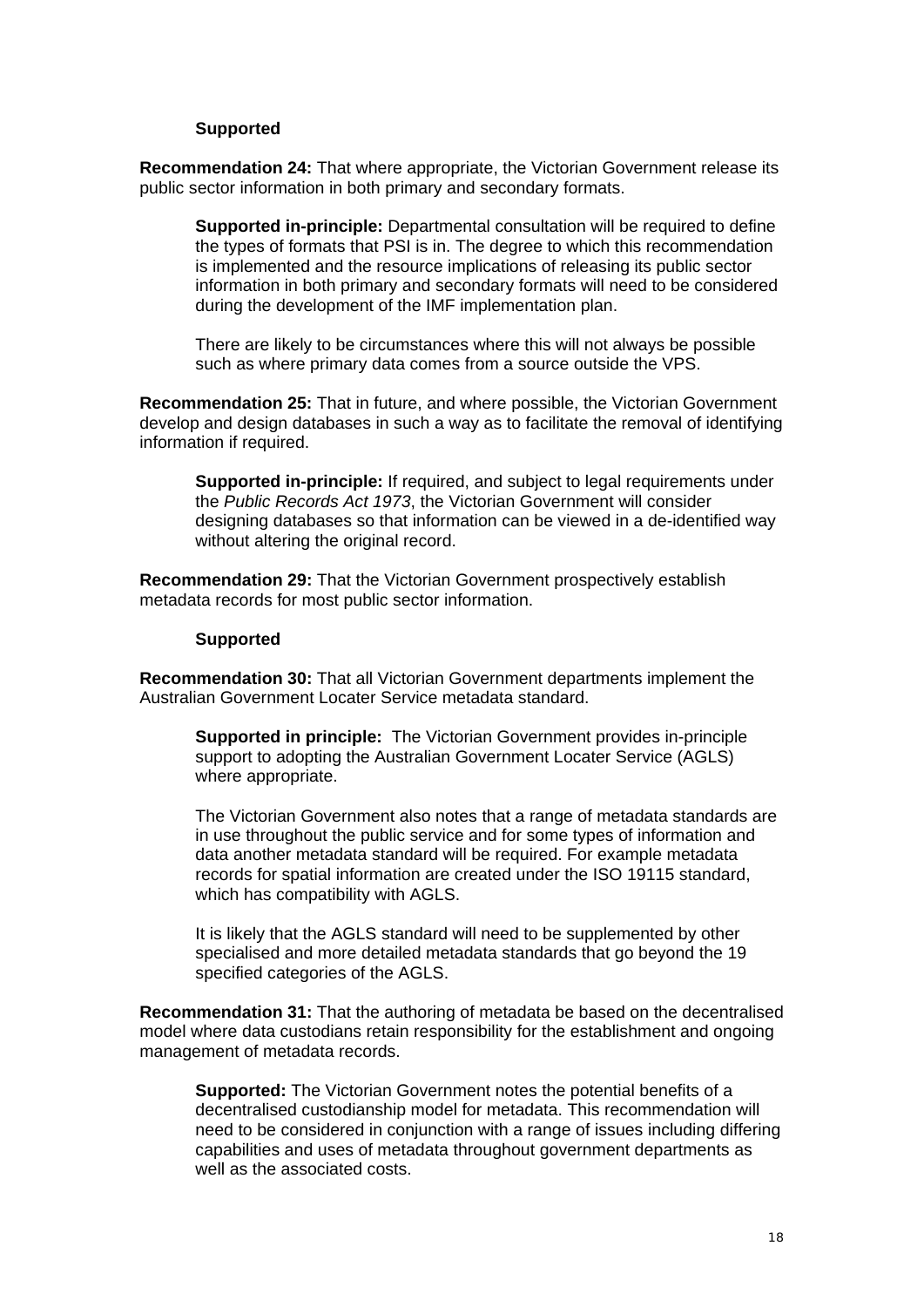**Supported**

**Recommendation 24:** That where appropriate, the Victorian Government release its public sector information in both primary and secondary formats.

**Supported in-principle:** Departmental consultation will be required to define the types of formats that PSI is in. The degree to which this recommendation is implemented and the resource implications of releasing its public sector information in both primary and secondary formats will need to be considered during the development of the IMF implementation plan.

There are likely to be circumstances where this will not always be possible such as where primary data comes from a source outside the VPS.

**Recommendation 25:** That in future, and where possible, the Victorian Government develop and design databases in such a way as to facilitate the removal of identifying information if required.

**Supported in-principle:** If required, and subject to legal requirements under the *Public Records Act 1973*, the Victorian Government will consider designing databases so that information can be viewed in a de-identified way without altering the original record.

**Recommendation 29:** That the Victorian Government prospectively establish metadata records for most public sector information.

**Supported**

**Recommendation 30:** That all Victorian Government departments implement the Australian Government Locater Service metadata standard.

**Supported in principle:** The Victorian Government provides in-principle support to adopting the Australian Government Locater Service (AGLS) where appropriate.

The Victorian Government also notes that a range of metadata standards are in use throughout the public service and for some types of information and data another metadata standard will be required. For example metadata records for spatial information are created under the ISO 19115 standard, which has compatibility with AGLS.

It is likely that the AGLS standard will need to be supplemented by other specialised and more detailed metadata standards that go beyond the 19 specified categories of the AGLS.

**Recommendation 31:** That the authoring of metadata be based on the decentralised model where data custodians retain responsibility for the establishment and ongoing management of metadata records.

**Supported:** The Victorian Government notes the potential benefits of a decentralised custodianship model for metadata. This recommendation will need to be considered in conjunction with a range of issues including differing capabilities and uses of metadata throughout government departments as well as the associated costs.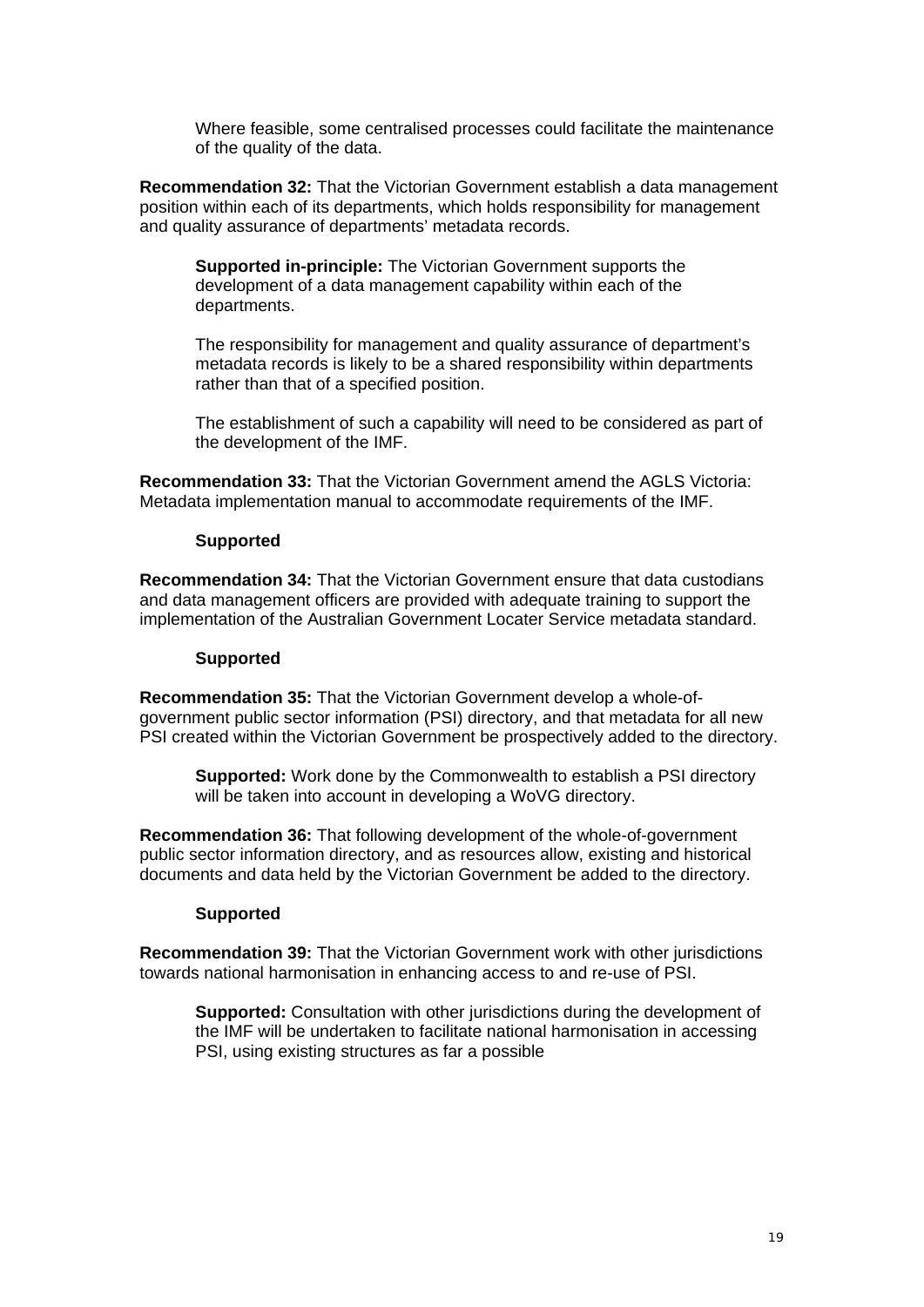Where feasible, some centralised processes could facilitate the maintenance of the quality of the data.

**Recommendation 32:** That the Victorian Government establish a data management position within each of its departments, which holds responsibility for management and quality assurance of departments' metadata records.

**Supported in-principle:** The Victorian Government supports the development of a data management capability within each of the departments.

The responsibility for management and quality assurance of department's metadata records is likely to be a shared responsibility within departments rather than that of a specified position.

The establishment of such a capability will need to be considered as part of the development of the IMF.

**Recommendation 33:** That the Victorian Government amend the AGLS Victoria: Metadata implementation manual to accommodate requirements of the IMF.

**Supported**

**Recommendation 34:** That the Victorian Government ensure that data custodians and data management officers are provided with adequate training to support the implementation of the Australian Government Locater Service metadata standard.

**Supported**

**Recommendation 35:** That the Victorian Government develop a whole-of-government public sector information (PSI) directory, and that metadata for all new PSI created within the Victorian Government be prospectively added to the directory.

**Supported:** Work done by the Commonwealth to establish a PSI directory will be taken into account in developing a WoVG directory.

**Recommendation 36:** That following development of the whole-of-government public sector information directory, and as resources allow, existing and historical documents and data held by the Victorian Government be added to the directory.

**Supported**

**Recommendation 39:** That the Victorian Government work with other jurisdictions towards national harmonisation in enhancing access to and re-use of PSI.

**Supported:** Consultation with other jurisdictions during the development of the IMF will be undertaken to facilitate national harmonisation in accessing PSI, using existing structures as far a possible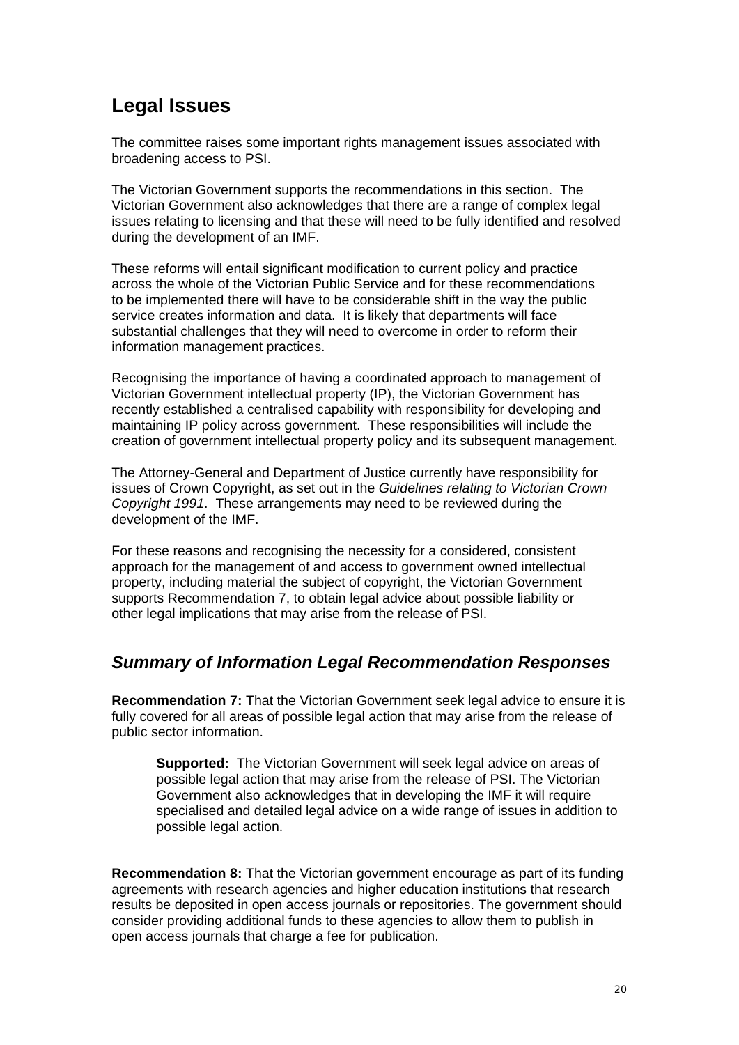## Legal Issues

The committee raises some important rights management issues associated with broadening access to PSI.

The Victorian Government supports the recommendations in this section. The Victorian Government also acknowledges that there are a range of complex legal issues relating to licensing and that these will need to be fully identified and resolved during the development of an IMF.

These reforms will entail significant modification to current policy and practice across the whole of the Victorian Public Service and for these recommendations to be implemented there will have to be considerable shift in the way the public service creates information and data. It is likely that departments will face substantial challenges that they will need to overcome in order to reform their information management practices.

Recognising the importance of having a coordinated approach to management of Victorian Government intellectual property (IP), the Victorian Government has recently established a centralised capability with responsibility for developing and maintaining IP policy across government. These responsibilities will include the creation of government intellectual property policy and its subsequent management.

The Attorney-General and Department of Justice currently have responsibility for issues of Crown Copyright, as set out in the *Guidelines relating to Victorian Crown Copyright 1991*. These arrangements may need to be reviewed during the development of the IMF.

For these reasons and recognising the necessity for a considered, consistent approach for the management of and access to government owned intellectual property, including material the subject of copyright, the Victorian Government supports Recommendation 7, to obtain legal advice about possible liability or other legal implications that may arise from the release of PSI.

### *Summary of Information Legal Recommendation Responses*

**Recommendation 7:** That the Victorian Government seek legal advice to ensure it is fully covered for all areas of possible legal action that may arise from the release of public sector information.

> **Supported:** The Victorian Government will seek legal advice on areas of possible legal action that may arise from the release of PSI. The Victorian Government also acknowledges that in developing the IMF it will require specialised and detailed legal advice on a wide range of issues in addition to possible legal action.

**Recommendation 8:** That the Victorian government encourage as part of its funding agreements with research agencies and higher education institutions that research results be deposited in open access journals or repositories. The government should consider providing additional funds to these agencies to allow them to publish in open access journals that charge a fee for publication.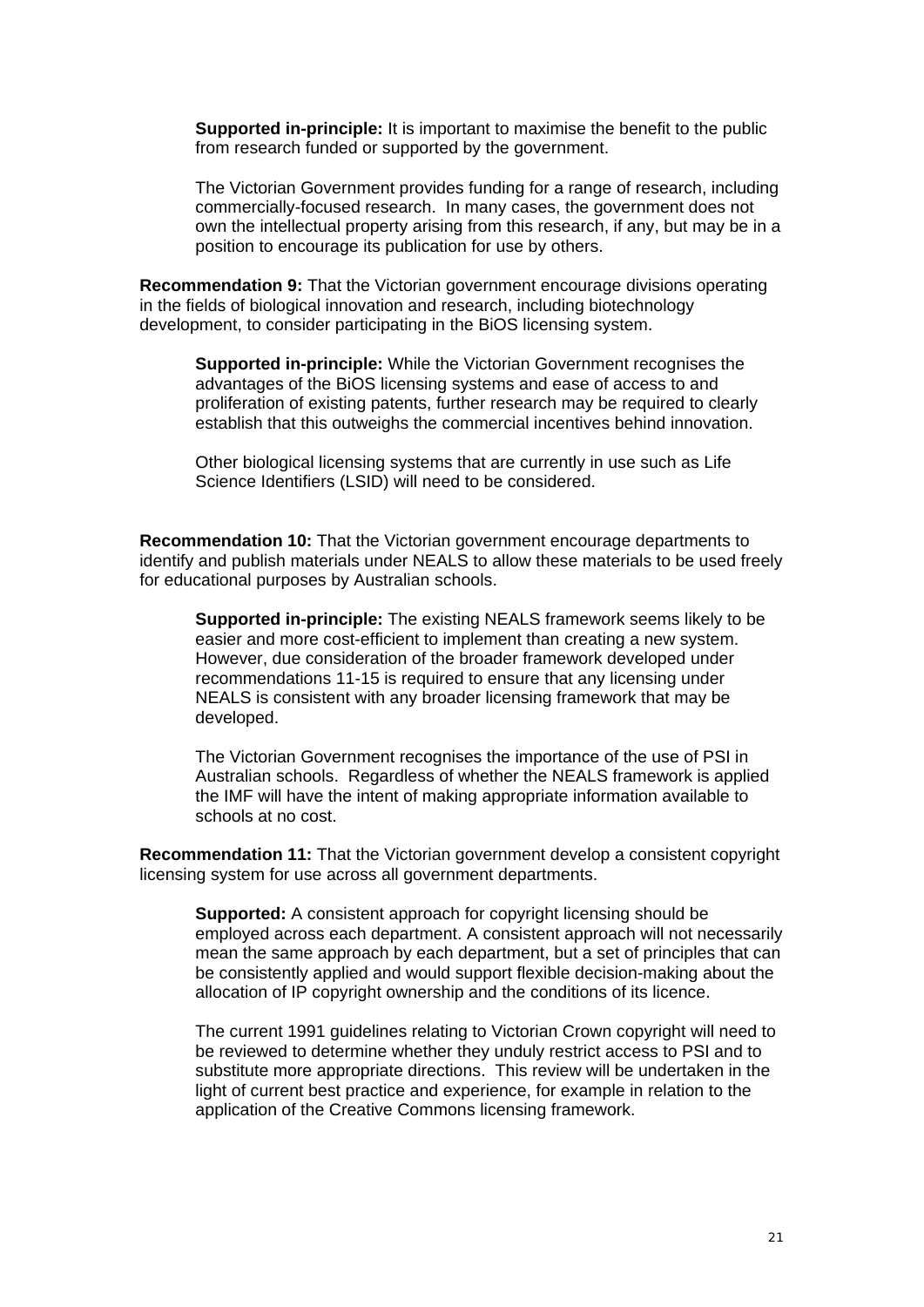**Supported in-principle:** It is important to maximise the benefit to the public from research funded or supported by the government.

The Victorian Government provides funding for a range of research, including commercially-focused research. In many cases, the government does not own the intellectual property arising from this research, if any, but may be in a position to encourage its publication for use by others.

**Recommendation 9:** That the Victorian government encourage divisions operating in the fields of biological innovation and research, including biotechnology development, to consider participating in the BiOS licensing system.

**Supported in-principle:** While the Victorian Government recognises the advantages of the BiOS licensing systems and ease of access to and proliferation of existing patents, further research may be required to clearly establish that this outweighs the commercial incentives behind innovation.

Other biological licensing systems that are currently in use such as Life Science Identifiers (LSID) will need to be considered.

**Recommendation 10:** That the Victorian government encourage departments to identify and publish materials under NEALS to allow these materials to be used freely for educational purposes by Australian schools.

**Supported in-principle:** The existing NEALS framework seems likely to be easier and more cost-efficient to implement than creating a new system. However, due consideration of the broader framework developed under recommendations 11-15 is required to ensure that any licensing under NEALS is consistent with any broader licensing framework that may be developed.

The Victorian Government recognises the importance of the use of PSI in Australian schools. Regardless of whether the NEALS framework is applied the IMF will have the intent of making appropriate information available to schools at no cost.

**Recommendation 11:** That the Victorian government develop a consistent copyright licensing system for use across all government departments.

**Supported:** A consistent approach for copyright licensing should be employed across each department. A consistent approach will not necessarily mean the same approach by each department, but a set of principles that can be consistently applied and would support flexible decision-making about the allocation of IP copyright ownership and the conditions of its licence.

The current 1991 guidelines relating to Victorian Crown copyright will need to be reviewed to determine whether they unduly restrict access to PSI and to substitute more appropriate directions. This review will be undertaken in the light of current best practice and experience, for example in relation to the application of the Creative Commons licensing framework.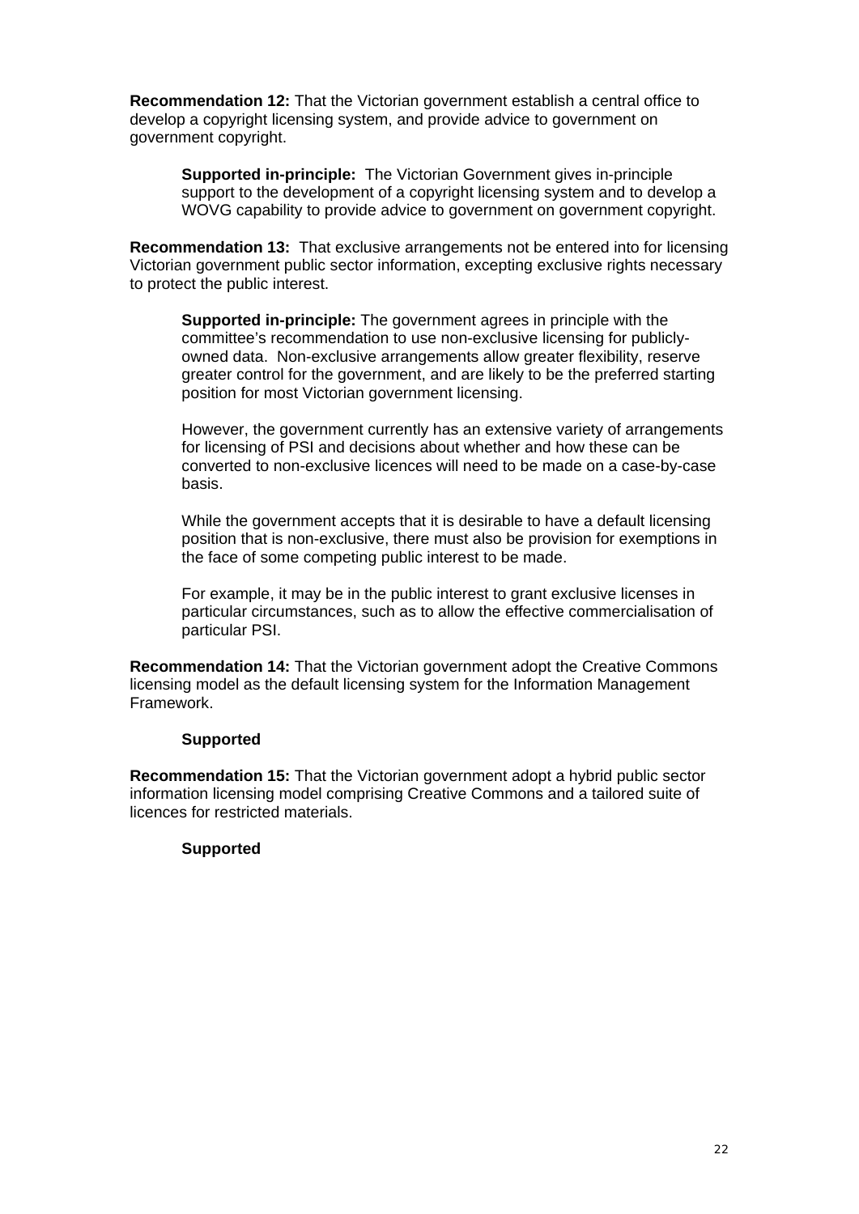**Recommendation 12:** That the Victorian government establish a central office to develop a copyright licensing system, and provide advice to government on government copyright.

> **Supported in-principle:** The Victorian Government gives in-principle support to the development of a copyright licensing system and to develop a WOVG capability to provide advice to government on government copyright.

**Recommendation 13:** That exclusive arrangements not be entered into for licensing Victorian government public sector information, excepting exclusive rights necessary to protect the public interest.

> **Supported in-principle:** The government agrees in principle with the committee's recommendation to use non-exclusive licensing for publicly-owned data. Non-exclusive arrangements allow greater flexibility, reserve greater control for the government, and are likely to be the preferred starting position for most Victorian government licensing.
>
> However, the government currently has an extensive variety of arrangements for licensing of PSI and decisions about whether and how these can be converted to non-exclusive licences will need to be made on a case-by-case basis.
>
> While the government accepts that it is desirable to have a default licensing position that is non-exclusive, there must also be provision for exemptions in the face of some competing public interest to be made.
>
> For example, it may be in the public interest to grant exclusive licenses in particular circumstances, such as to allow the effective commercialisation of particular PSI.

**Recommendation 14:** That the Victorian government adopt the Creative Commons licensing model as the default licensing system for the Information Management Framework.

> **Supported**

**Recommendation 15:** That the Victorian government adopt a hybrid public sector information licensing model comprising Creative Commons and a tailored suite of licences for restricted materials.

> **Supported**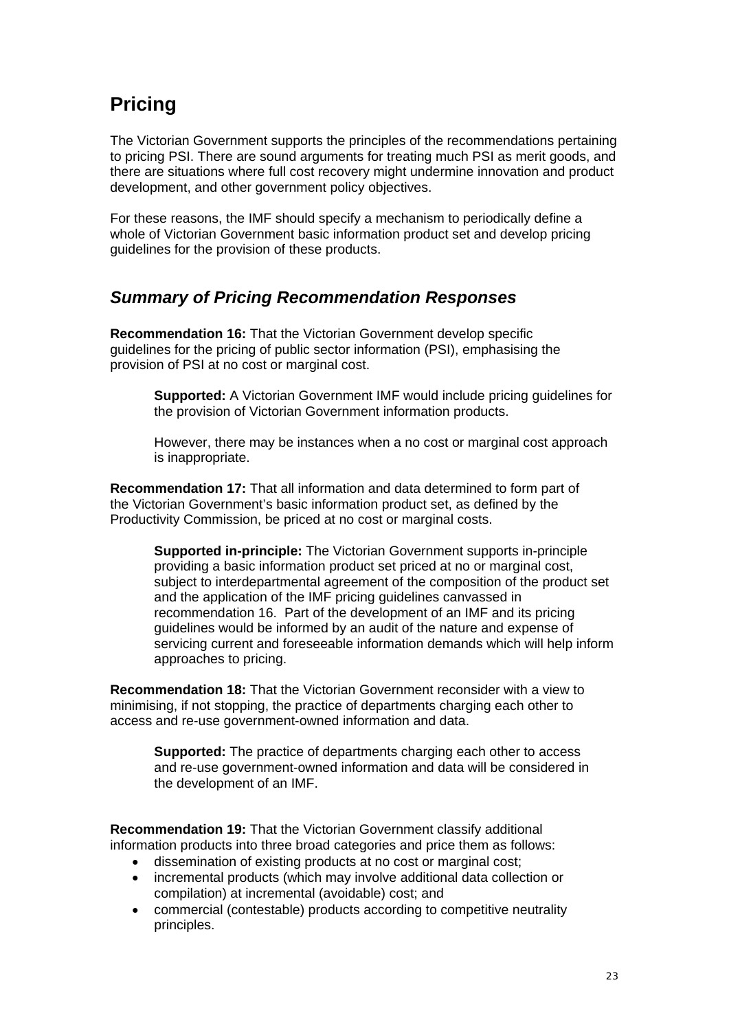# Pricing

The Victorian Government supports the principles of the recommendations pertaining to pricing PSI. There are sound arguments for treating much PSI as merit goods, and there are situations where full cost recovery might undermine innovation and product development, and other government policy objectives.

For these reasons, the IMF should specify a mechanism to periodically define a whole of Victorian Government basic information product set and develop pricing guidelines for the provision of these products.

## *Summary of Pricing Recommendation Responses*

**Recommendation 16:** That the Victorian Government develop specific guidelines for the pricing of public sector information (PSI), emphasising the provision of PSI at no cost or marginal cost.

> **Supported:** A Victorian Government IMF would include pricing guidelines for the provision of Victorian Government information products.
>
> However, there may be instances when a no cost or marginal cost approach is inappropriate.

**Recommendation 17:** That all information and data determined to form part of the Victorian Government's basic information product set, as defined by the Productivity Commission, be priced at no cost or marginal costs.

> **Supported in-principle:** The Victorian Government supports in-principle providing a basic information product set priced at no or marginal cost, subject to interdepartmental agreement of the composition of the product set and the application of the IMF pricing guidelines canvassed in recommendation 16. Part of the development of an IMF and its pricing guidelines would be informed by an audit of the nature and expense of servicing current and foreseeable information demands which will help inform approaches to pricing.

**Recommendation 18:** That the Victorian Government reconsider with a view to minimising, if not stopping, the practice of departments charging each other to access and re-use government-owned information and data.

> **Supported:** The practice of departments charging each other to access and re-use government-owned information and data will be considered in the development of an IMF.

**Recommendation 19:** That the Victorian Government classify additional information products into three broad categories and price them as follows:

- dissemination of existing products at no cost or marginal cost;
- incremental products (which may involve additional data collection or compilation) at incremental (avoidable) cost; and
- commercial (contestable) products according to competitive neutrality principles.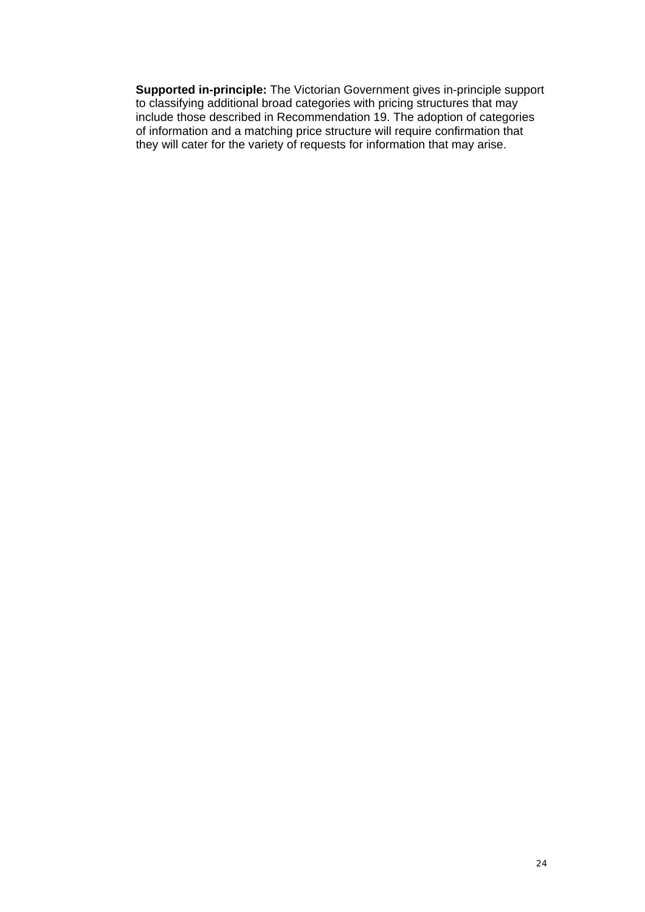**Supported in-principle:** The Victorian Government gives in-principle support to classifying additional broad categories with pricing structures that may include those described in Recommendation 19. The adoption of categories of information and a matching price structure will require confirmation that they will cater for the variety of requests for information that may arise.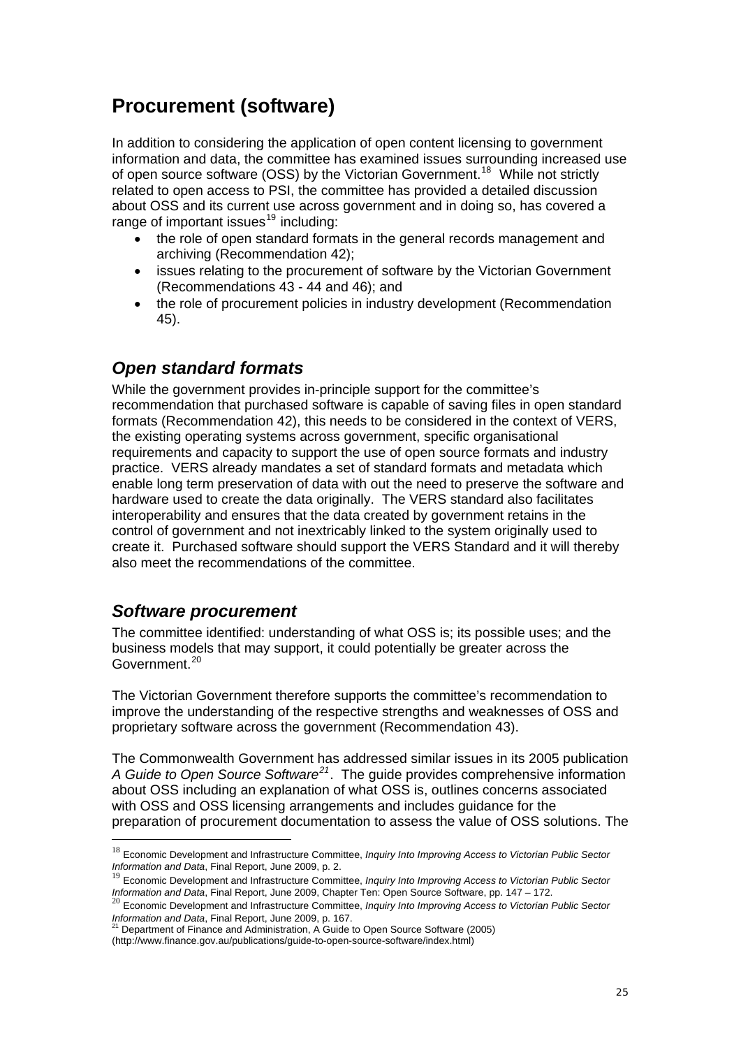## Procurement (software)

In addition to considering the application of open content licensing to government information and data, the committee has examined issues surrounding increased use of open source software (OSS) by the Victorian Government.[18] While not strictly related to open access to PSI, the committee has provided a detailed discussion about OSS and its current use across government and in doing so, has covered a range of important issues[19] including:

- the role of open standard formats in the general records management and archiving (Recommendation 42);
- issues relating to the procurement of software by the Victorian Government (Recommendations 43 - 44 and 46); and
- the role of procurement policies in industry development (Recommendation 45).

### *Open standard formats*

While the government provides in-principle support for the committee's recommendation that purchased software is capable of saving files in open standard formats (Recommendation 42), this needs to be considered in the context of VERS, the existing operating systems across government, specific organisational requirements and capacity to support the use of open source formats and industry practice. VERS already mandates a set of standard formats and metadata which enable long term preservation of data with out the need to preserve the software and hardware used to create the data originally. The VERS standard also facilitates interoperability and ensures that the data created by government retains in the control of government and not inextricably linked to the system originally used to create it. Purchased software should support the VERS Standard and it will thereby also meet the recommendations of the committee.

### *Software procurement*

The committee identified: understanding of what OSS is; its possible uses; and the business models that may support, it could potentially be greater across the Government.[20]

The Victorian Government therefore supports the committee's recommendation to improve the understanding of the respective strengths and weaknesses of OSS and proprietary software across the government (Recommendation 43).

The Commonwealth Government has addressed similar issues in its 2005 publication *A Guide to Open Source Software*[21]. The guide provides comprehensive information about OSS including an explanation of what OSS is, outlines concerns associated with OSS and OSS licensing arrangements and includes guidance for the preparation of procurement documentation to assess the value of OSS solutions. The

---

[18] Economic Development and Infrastructure Committee, *Inquiry Into Improving Access to Victorian Public Sector Information and Data*, Final Report, June 2009, p. 2.

[19] Economic Development and Infrastructure Committee, *Inquiry Into Improving Access to Victorian Public Sector Information and Data*, Final Report, June 2009, Chapter Ten: Open Source Software, pp. 147 – 172.

[20] Economic Development and Infrastructure Committee, *Inquiry Into Improving Access to Victorian Public Sector Information and Data*, Final Report, June 2009, p. 167.

[21] Department of Finance and Administration, A Guide to Open Source Software (2005) (http://www.finance.gov.au/publications/guide-to-open-source-software/index.html)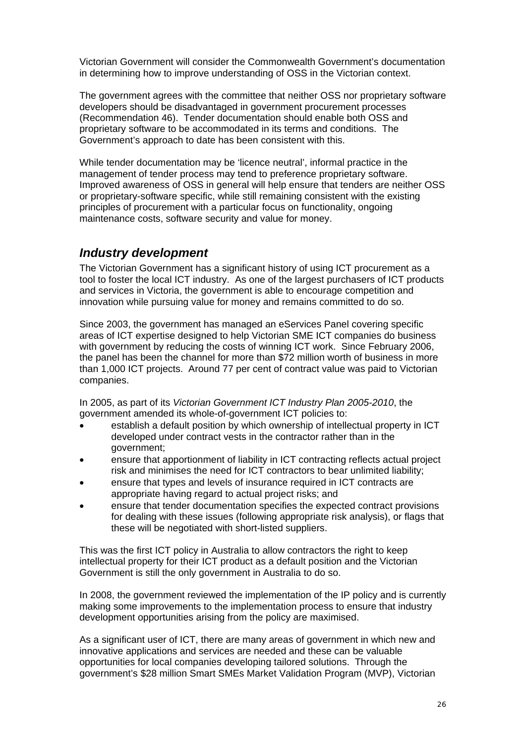Victorian Government will consider the Commonwealth Government's documentation in determining how to improve understanding of OSS in the Victorian context.

The government agrees with the committee that neither OSS nor proprietary software developers should be disadvantaged in government procurement processes (Recommendation 46). Tender documentation should enable both OSS and proprietary software to be accommodated in its terms and conditions. The Government's approach to date has been consistent with this.

While tender documentation may be 'licence neutral', informal practice in the management of tender process may tend to preference proprietary software. Improved awareness of OSS in general will help ensure that tenders are neither OSS or proprietary-software specific, while still remaining consistent with the existing principles of procurement with a particular focus on functionality, ongoing maintenance costs, software security and value for money.

## *Industry development*

The Victorian Government has a significant history of using ICT procurement as a tool to foster the local ICT industry. As one of the largest purchasers of ICT products and services in Victoria, the government is able to encourage competition and innovation while pursuing value for money and remains committed to do so.

Since 2003, the government has managed an eServices Panel covering specific areas of ICT expertise designed to help Victorian SME ICT companies do business with government by reducing the costs of winning ICT work. Since February 2006, the panel has been the channel for more than $72 million worth of business in more than 1,000 ICT projects. Around 77 per cent of contract value was paid to Victorian companies.

In 2005, as part of its *Victorian Government ICT Industry Plan 2005-2010*, the government amended its whole-of-government ICT policies to:

- establish a default position by which ownership of intellectual property in ICT developed under contract vests in the contractor rather than in the government;
- ensure that apportionment of liability in ICT contracting reflects actual project risk and minimises the need for ICT contractors to bear unlimited liability;
- ensure that types and levels of insurance required in ICT contracts are appropriate having regard to actual project risks; and
- ensure that tender documentation specifies the expected contract provisions for dealing with these issues (following appropriate risk analysis), or flags that these will be negotiated with short-listed suppliers.

This was the first ICT policy in Australia to allow contractors the right to keep intellectual property for their ICT product as a default position and the Victorian Government is still the only government in Australia to do so.

In 2008, the government reviewed the implementation of the IP policy and is currently making some improvements to the implementation process to ensure that industry development opportunities arising from the policy are maximised.

As a significant user of ICT, there are many areas of government in which new and innovative applications and services are needed and these can be valuable opportunities for local companies developing tailored solutions. Through the government's $28 million Smart SMEs Market Validation Program (MVP), Victorian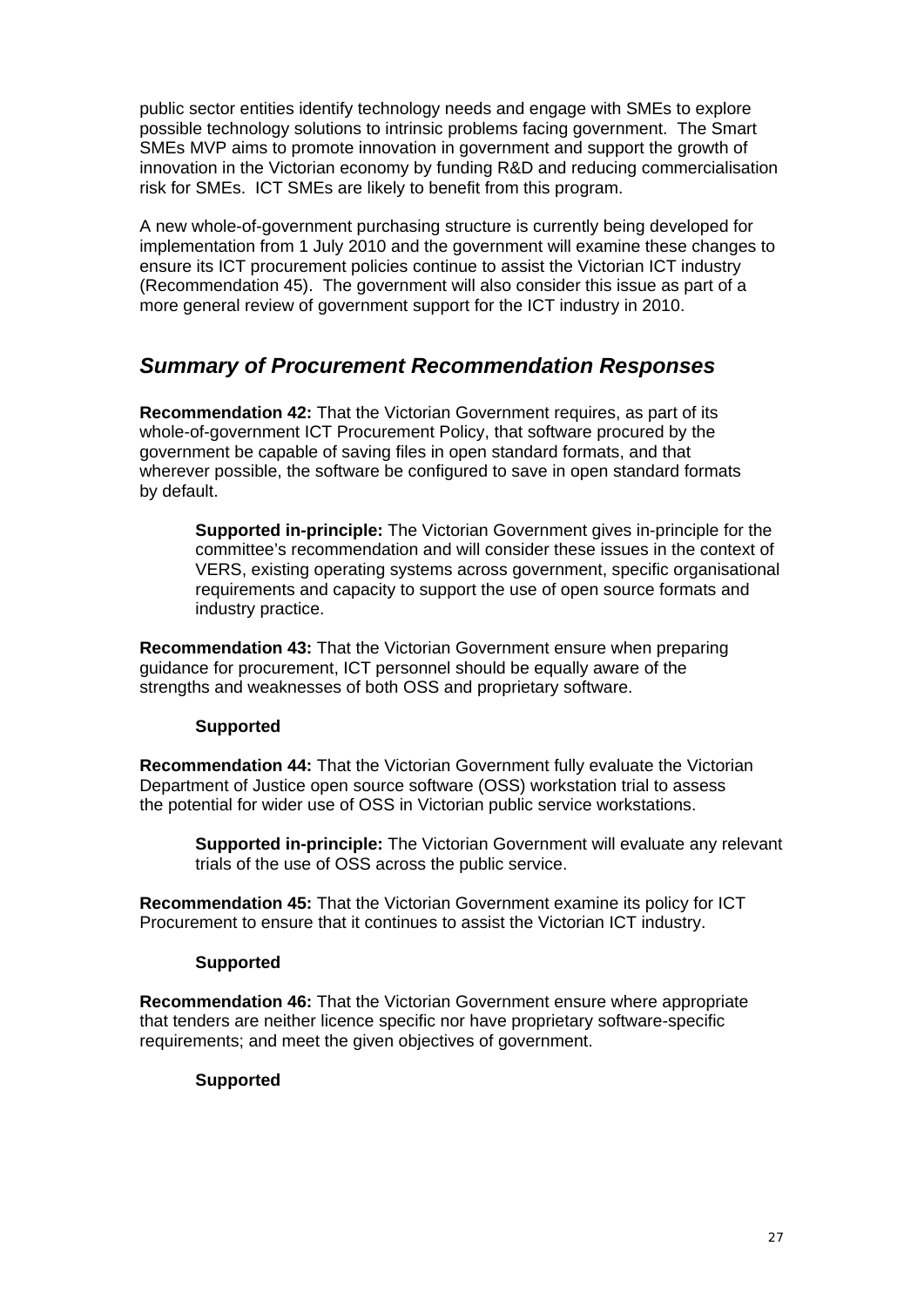public sector entities identify technology needs and engage with SMEs to explore possible technology solutions to intrinsic problems facing government. The Smart SMEs MVP aims to promote innovation in government and support the growth of innovation in the Victorian economy by funding R&D and reducing commercialisation risk for SMEs. ICT SMEs are likely to benefit from this program.

A new whole-of-government purchasing structure is currently being developed for implementation from 1 July 2010 and the government will examine these changes to ensure its ICT procurement policies continue to assist the Victorian ICT industry (Recommendation 45). The government will also consider this issue as part of a more general review of government support for the ICT industry in 2010.

## *Summary of Procurement Recommendation Responses*

**Recommendation 42:** That the Victorian Government requires, as part of its whole-of-government ICT Procurement Policy, that software procured by the government be capable of saving files in open standard formats, and that wherever possible, the software be configured to save in open standard formats by default.

> **Supported in-principle:** The Victorian Government gives in-principle for the committee's recommendation and will consider these issues in the context of VERS, existing operating systems across government, specific organisational requirements and capacity to support the use of open source formats and industry practice.

**Recommendation 43:** That the Victorian Government ensure when preparing guidance for procurement, ICT personnel should be equally aware of the strengths and weaknesses of both OSS and proprietary software.

> **Supported**

**Recommendation 44:** That the Victorian Government fully evaluate the Victorian Department of Justice open source software (OSS) workstation trial to assess the potential for wider use of OSS in Victorian public service workstations.

> **Supported in-principle:** The Victorian Government will evaluate any relevant trials of the use of OSS across the public service.

**Recommendation 45:** That the Victorian Government examine its policy for ICT Procurement to ensure that it continues to assist the Victorian ICT industry.

> **Supported**

**Recommendation 46:** That the Victorian Government ensure where appropriate that tenders are neither licence specific nor have proprietary software-specific requirements; and meet the given objectives of government.

> **Supported**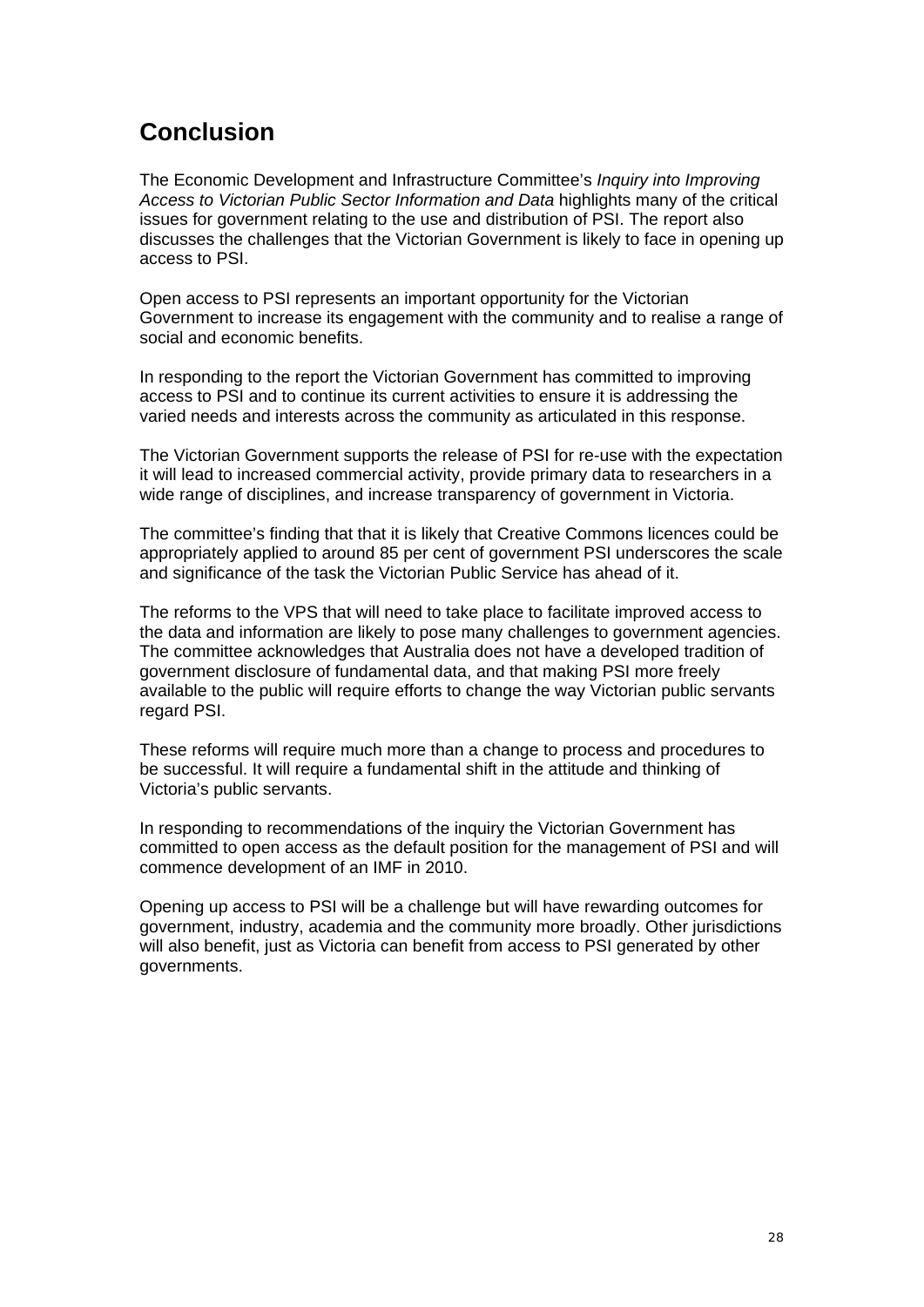# Conclusion

The Economic Development and Infrastructure Committee's *Inquiry into Improving Access to Victorian Public Sector Information and Data* highlights many of the critical issues for government relating to the use and distribution of PSI. The report also discusses the challenges that the Victorian Government is likely to face in opening up access to PSI.

Open access to PSI represents an important opportunity for the Victorian Government to increase its engagement with the community and to realise a range of social and economic benefits.

In responding to the report the Victorian Government has committed to improving access to PSI and to continue its current activities to ensure it is addressing the varied needs and interests across the community as articulated in this response.

The Victorian Government supports the release of PSI for re-use with the expectation it will lead to increased commercial activity, provide primary data to researchers in a wide range of disciplines, and increase transparency of government in Victoria.

The committee's finding that that it is likely that Creative Commons licences could be appropriately applied to around 85 per cent of government PSI underscores the scale and significance of the task the Victorian Public Service has ahead of it.

The reforms to the VPS that will need to take place to facilitate improved access to the data and information are likely to pose many challenges to government agencies. The committee acknowledges that Australia does not have a developed tradition of government disclosure of fundamental data, and that making PSI more freely available to the public will require efforts to change the way Victorian public servants regard PSI.

These reforms will require much more than a change to process and procedures to be successful. It will require a fundamental shift in the attitude and thinking of Victoria's public servants.

In responding to recommendations of the inquiry the Victorian Government has committed to open access as the default position for the management of PSI and will commence development of an IMF in 2010.

Opening up access to PSI will be a challenge but will have rewarding outcomes for government, industry, academia and the community more broadly. Other jurisdictions will also benefit, just as Victoria can benefit from access to PSI generated by other governments.